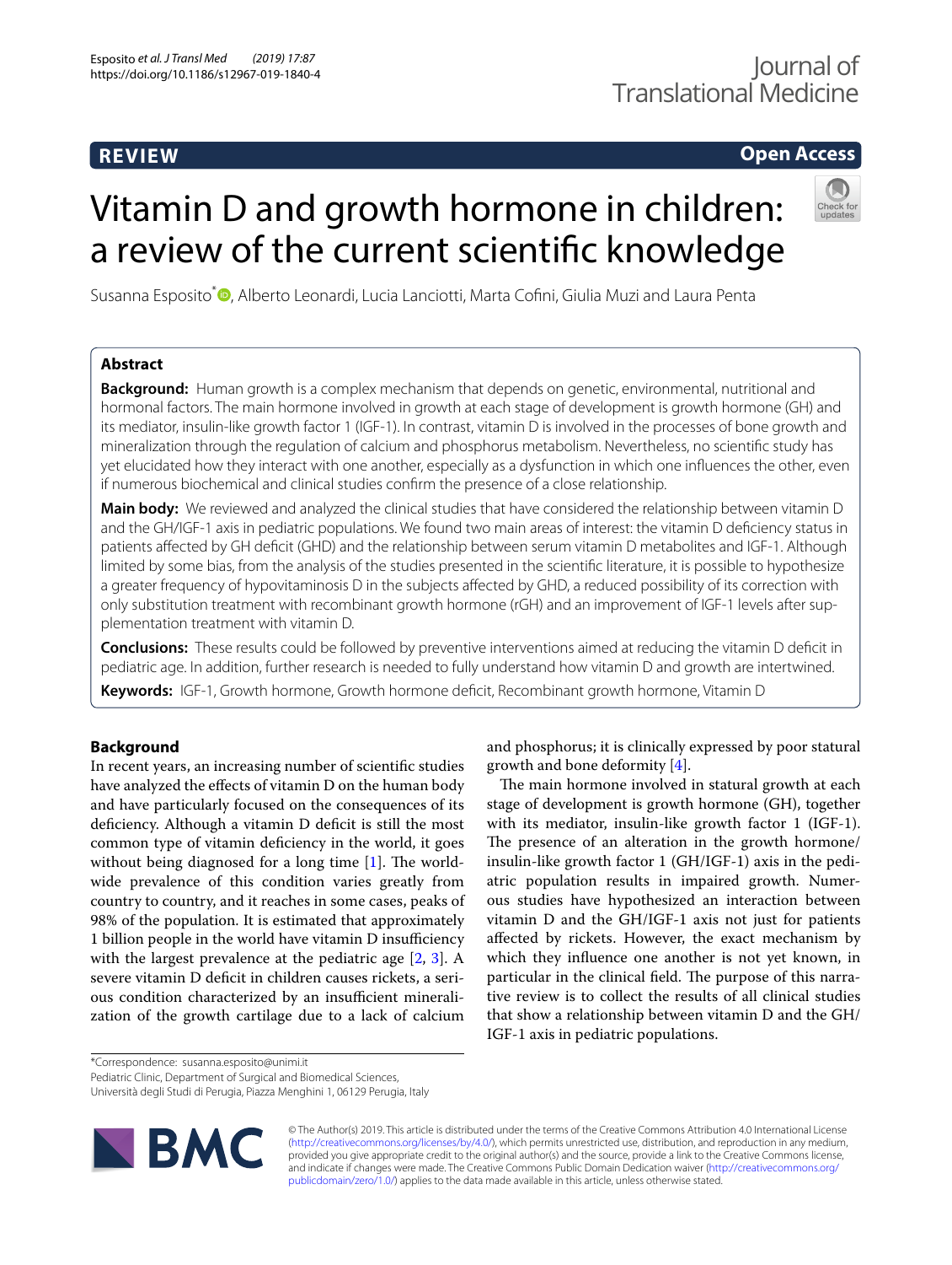REVIEW

Open Access

# Vitamin D and growth hormone in children: a review of the current scientific knowledge

Susanna Esposito*, Alberto Leonardi, Lucia Lanciotti, Marta Cofini, Giulia Muzi and Laura Penta

## Abstract

**Background:** Human growth is a complex mechanism that depends on genetic, environmental, nutritional and hormonal factors. The main hormone involved in growth at each stage of development is growth hormone (GH) and its mediator, insulin-like growth factor 1 (IGF-1). In contrast, vitamin D is involved in the processes of bone growth and mineralization through the regulation of calcium and phosphorus metabolism. Nevertheless, no scientific study has yet elucidated how they interact with one another, especially as a dysfunction in which one influences the other, even if numerous biochemical and clinical studies confirm the presence of a close relationship.

**Main body:** We reviewed and analyzed the clinical studies that have considered the relationship between vitamin D and the GH/IGF-1 axis in pediatric populations. We found two main areas of interest: the vitamin D deficiency status in patients affected by GH deficit (GHD) and the relationship between serum vitamin D metabolites and IGF-1. Although limited by some bias, from the analysis of the studies presented in the scientific literature, it is possible to hypothesize a greater frequency of hypovitaminosis D in the subjects affected by GHD, a reduced possibility of its correction with only substitution treatment with recombinant growth hormone (rGH) and an improvement of IGF-1 levels after supplementation treatment with vitamin D.

**Conclusions:** These results could be followed by preventive interventions aimed at reducing the vitamin D deficit in pediatric age. In addition, further research is needed to fully understand how vitamin D and growth are intertwined.

**Keywords:** IGF-1, Growth hormone, Growth hormone deficit, Recombinant growth hormone, Vitamin D

## Background

In recent years, an increasing number of scientific studies have analyzed the effects of vitamin D on the human body and have particularly focused on the consequences of its deficiency. Although a vitamin D deficit is still the most common type of vitamin deficiency in the world, it goes without being diagnosed for a long time [1]. The worldwide prevalence of this condition varies greatly from country to country, and it reaches in some cases, peaks of 98% of the population. It is estimated that approximately 1 billion people in the world have vitamin D insufficiency with the largest prevalence at the pediatric age [2, 3]. A severe vitamin D deficit in children causes rickets, a serious condition characterized by an insufficient mineralization of the growth cartilage due to a lack of calcium and phosphorus; it is clinically expressed by poor statural growth and bone deformity [4].

The main hormone involved in statural growth at each stage of development is growth hormone (GH), together with its mediator, insulin-like growth factor 1 (IGF-1). The presence of an alteration in the growth hormone/insulin-like growth factor 1 (GH/IGF-1) axis in the pediatric population results in impaired growth. Numerous studies have hypothesized an interaction between vitamin D and the GH/IGF-1 axis not just for patients affected by rickets. However, the exact mechanism by which they influence one another is not yet known, in particular in the clinical field. The purpose of this narrative review is to collect the results of all clinical studies that show a relationship between vitamin D and the GH/IGF-1 axis in pediatric populations.

*Correspondence: susanna.esposito@unimi.it
Pediatric Clinic, Department of Surgical and Biomedical Sciences, Università degli Studi di Perugia, Piazza Menghini 1, 06129 Perugia, Italy

© The Author(s) 2019. This article is distributed under the terms of the Creative Commons Attribution 4.0 International License (http://creativecommons.org/licenses/by/4.0/), which permits unrestricted use, distribution, and reproduction in any medium, provided you give appropriate credit to the original author(s) and the source, provide a link to the Creative Commons license, and indicate if changes were made. The Creative Commons Public Domain Dedication waiver (http://creativecommons.org/publicdomain/zero/1.0/) applies to the data made available in this article, unless otherwise stated.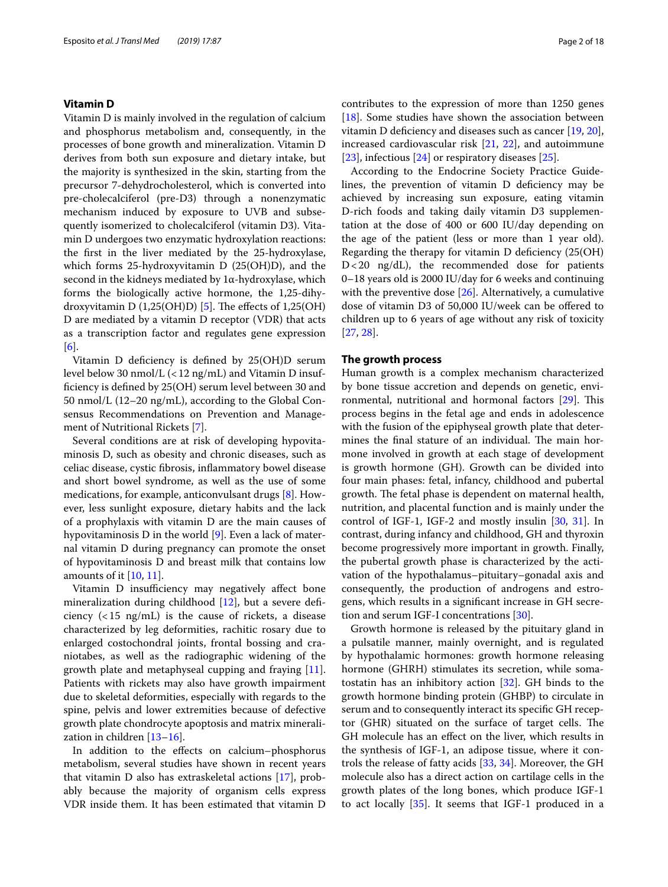## Vitamin D

Vitamin D is mainly involved in the regulation of calcium and phosphorus metabolism and, consequently, in the processes of bone growth and mineralization. Vitamin D derives from both sun exposure and dietary intake, but the majority is synthesized in the skin, starting from the precursor 7-dehydrocholesterol, which is converted into pre-cholecalciferol (pre-D3) through a nonenzymatic mechanism induced by exposure to UVB and subsequently isomerized to cholecalciferol (vitamin D3). Vitamin D undergoes two enzymatic hydroxylation reactions: the first in the liver mediated by the 25-hydroxylase, which forms 25-hydroxyvitamin D (25(OH)D), and the second in the kidneys mediated by 1α-hydroxylase, which forms the biologically active hormone, the 1,25-dihydroxyvitamin D (1,25(OH)D) [5]. The effects of 1,25(OH)D are mediated by a vitamin D receptor (VDR) that acts as a transcription factor and regulates gene expression [6].

Vitamin D deficiency is defined by 25(OH)D serum level below 30 nmol/L (< 12 ng/mL) and Vitamin D insufficiency is defined by 25(OH) serum level between 30 and 50 nmol/L (12–20 ng/mL), according to the Global Consensus Recommendations on Prevention and Management of Nutritional Rickets [7].

Several conditions are at risk of developing hypovitaminosis D, such as obesity and chronic diseases, such as celiac disease, cystic fibrosis, inflammatory bowel disease and short bowel syndrome, as well as the use of some medications, for example, anticonvulsant drugs [8]. However, less sunlight exposure, dietary habits and the lack of a prophylaxis with vitamin D are the main causes of hypovitaminosis D in the world [9]. Even a lack of maternal vitamin D during pregnancy can promote the onset of hypovitaminosis D and breast milk that contains low amounts of it [10, 11].

Vitamin D insufficiency may negatively affect bone mineralization during childhood [12], but a severe deficiency (< 15 ng/mL) is the cause of rickets, a disease characterized by leg deformities, rachitic rosary due to enlarged costochondral joints, frontal bossing and craniotabes, as well as the radiographic widening of the growth plate and metaphyseal cupping and fraying [11]. Patients with rickets may also have growth impairment due to skeletal deformities, especially with regards to the spine, pelvis and lower extremities because of defective growth plate chondrocyte apoptosis and matrix mineralization in children [13–16].

In addition to the effects on calcium–phosphorus metabolism, several studies have shown in recent years that vitamin D also has extraskeletal actions [17], probably because the majority of organism cells express VDR inside them. It has been estimated that vitamin D contributes to the expression of more than 1250 genes [18]. Some studies have shown the association between vitamin D deficiency and diseases such as cancer [19, 20], increased cardiovascular risk [21, 22], and autoimmune [23], infectious [24] or respiratory diseases [25].

According to the Endocrine Society Practice Guidelines, the prevention of vitamin D deficiency may be achieved by increasing sun exposure, eating vitamin D-rich foods and taking daily vitamin D3 supplementation at the dose of 400 or 600 IU/day depending on the age of the patient (less or more than 1 year old). Regarding the therapy for vitamin D deficiency (25(OH) D < 20 ng/dL), the recommended dose for patients 0–18 years old is 2000 IU/day for 6 weeks and continuing with the preventive dose [26]. Alternatively, a cumulative dose of vitamin D3 of 50,000 IU/week can be offered to children up to 6 years of age without any risk of toxicity [27, 28].

## The growth process

Human growth is a complex mechanism characterized by bone tissue accretion and depends on genetic, environmental, nutritional and hormonal factors [29]. This process begins in the fetal age and ends in adolescence with the fusion of the epiphyseal growth plate that determines the final stature of an individual. The main hormone involved in growth at each stage of development is growth hormone (GH). Growth can be divided into four main phases: fetal, infancy, childhood and pubertal growth. The fetal phase is dependent on maternal health, nutrition, and placental function and is mainly under the control of IGF-1, IGF-2 and mostly insulin [30, 31]. In contrast, during infancy and childhood, GH and thyroxin become progressively more important in growth. Finally, the pubertal growth phase is characterized by the activation of the hypothalamus–pituitary–gonadal axis and consequently, the production of androgens and estrogens, which results in a significant increase in GH secretion and serum IGF-I concentrations [30].

Growth hormone is released by the pituitary gland in a pulsatile manner, mainly overnight, and is regulated by hypothalamic hormones: growth hormone releasing hormone (GHRH) stimulates its secretion, while somatostatin has an inhibitory action [32]. GH binds to the growth hormone binding protein (GHBP) to circulate in serum and to consequently interact its specific GH receptor (GHR) situated on the surface of target cells. The GH molecule has an effect on the liver, which results in the synthesis of IGF-1, an adipose tissue, where it controls the release of fatty acids [33, 34]. Moreover, the GH molecule also has a direct action on cartilage cells in the growth plates of the long bones, which produce IGF-1 to act locally [35]. It seems that IGF-1 produced in a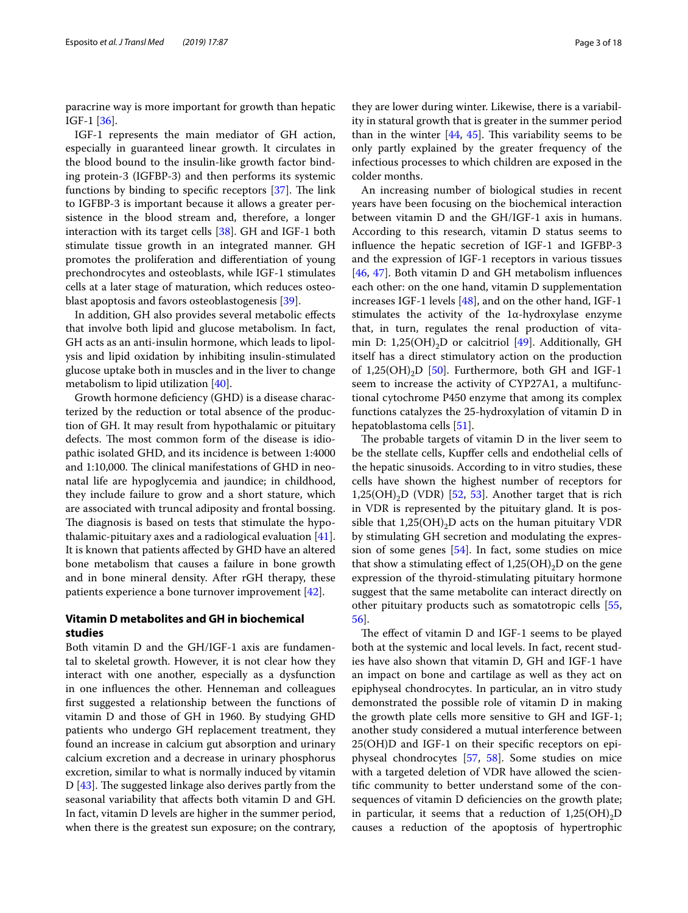paracrine way is more important for growth than hepatic IGF-1 [36].

IGF-1 represents the main mediator of GH action, especially in guaranteed linear growth. It circulates in the blood bound to the insulin-like growth factor binding protein-3 (IGFBP-3) and then performs its systemic functions by binding to specific receptors [37]. The link to IGFBP-3 is important because it allows a greater persistence in the blood stream and, therefore, a longer interaction with its target cells [38]. GH and IGF-1 both stimulate tissue growth in an integrated manner. GH promotes the proliferation and differentiation of young prechondrocytes and osteoblasts, while IGF-1 stimulates cells at a later stage of maturation, which reduces osteoblast apoptosis and favors osteoblastogenesis [39].

In addition, GH also provides several metabolic effects that involve both lipid and glucose metabolism. In fact, GH acts as an anti-insulin hormone, which leads to lipolysis and lipid oxidation by inhibiting insulin-stimulated glucose uptake both in muscles and in the liver to change metabolism to lipid utilization [40].

Growth hormone deficiency (GHD) is a disease characterized by the reduction or total absence of the production of GH. It may result from hypothalamic or pituitary defects. The most common form of the disease is idiopathic isolated GHD, and its incidence is between 1:4000 and 1:10,000. The clinical manifestations of GHD in neonatal life are hypoglycemia and jaundice; in childhood, they include failure to grow and a short stature, which are associated with truncal adiposity and frontal bossing. The diagnosis is based on tests that stimulate the hypothalamic-pituitary axes and a radiological evaluation [41]. It is known that patients affected by GHD have an altered bone metabolism that causes a failure in bone growth and in bone mineral density. After rGH therapy, these patients experience a bone turnover improvement [42].

## Vitamin D metabolites and GH in biochemical studies

Both vitamin D and the GH/IGF-1 axis are fundamental to skeletal growth. However, it is not clear how they interact with one another, especially as a dysfunction in one influences the other. Henneman and colleagues first suggested a relationship between the functions of vitamin D and those of GH in 1960. By studying GHD patients who undergo GH replacement treatment, they found an increase in calcium gut absorption and urinary calcium excretion and a decrease in urinary phosphorus excretion, similar to what is normally induced by vitamin D [43]. The suggested linkage also derives partly from the seasonal variability that affects both vitamin D and GH. In fact, vitamin D levels are higher in the summer period, when there is the greatest sun exposure; on the contrary, they are lower during winter. Likewise, there is a variability in statural growth that is greater in the summer period than in the winter [44, 45]. This variability seems to be only partly explained by the greater frequency of the infectious processes to which children are exposed in the colder months.

An increasing number of biological studies in recent years have been focusing on the biochemical interaction between vitamin D and the GH/IGF-1 axis in humans. According to this research, vitamin D status seems to influence the hepatic secretion of IGF-1 and IGFBP-3 and the expression of IGF-1 receptors in various tissues [46, 47]. Both vitamin D and GH metabolism influences each other: on the one hand, vitamin D supplementation increases IGF-1 levels [48], and on the other hand, IGF-1 stimulates the activity of the 1α-hydroxylase enzyme that, in turn, regulates the renal production of vitamin D: $1,25(OH)_2D$ or calcitriol [49]. Additionally, GH itself has a direct stimulatory action on the production of $1,25(OH)_2D$ [50]. Furthermore, both GH and IGF-1 seem to increase the activity of CYP27A1, a multifunctional cytochrome P450 enzyme that among its complex functions catalyzes the 25-hydroxylation of vitamin D in hepatoblastoma cells [51].

The probable targets of vitamin D in the liver seem to be the stellate cells, Kupffer cells and endothelial cells of the hepatic sinusoids. According to in vitro studies, these cells have shown the highest number of receptors for $1,25(OH)_2D$ (VDR) [52, 53]. Another target that is rich in VDR is represented by the pituitary gland. It is possible that $1,25(OH)_2D$ acts on the human pituitary VDR by stimulating GH secretion and modulating the expression of some genes [54]. In fact, some studies on mice that show a stimulating effect of $1,25(OH)_2D$ on the gene expression of the thyroid-stimulating pituitary hormone suggest that the same metabolite can interact directly on other pituitary products such as somatotropic cells [55, 56].

The effect of vitamin D and IGF-1 seems to be played both at the systemic and local levels. In fact, recent studies have also shown that vitamin D, GH and IGF-1 have an impact on bone and cartilage as well as they act on epiphyseal chondrocytes. In particular, an in vitro study demonstrated the possible role of vitamin D in making the growth plate cells more sensitive to GH and IGF-1; another study considered a mutual interference between 25(OH)D and IGF-1 on their specific receptors on epiphyseal chondrocytes [57, 58]. Some studies on mice with a targeted deletion of VDR have allowed the scientific community to better understand some of the consequences of vitamin D deficiencies on the growth plate; in particular, it seems that a reduction of $1,25(OH)_2D$ causes a reduction of the apoptosis of hypertrophic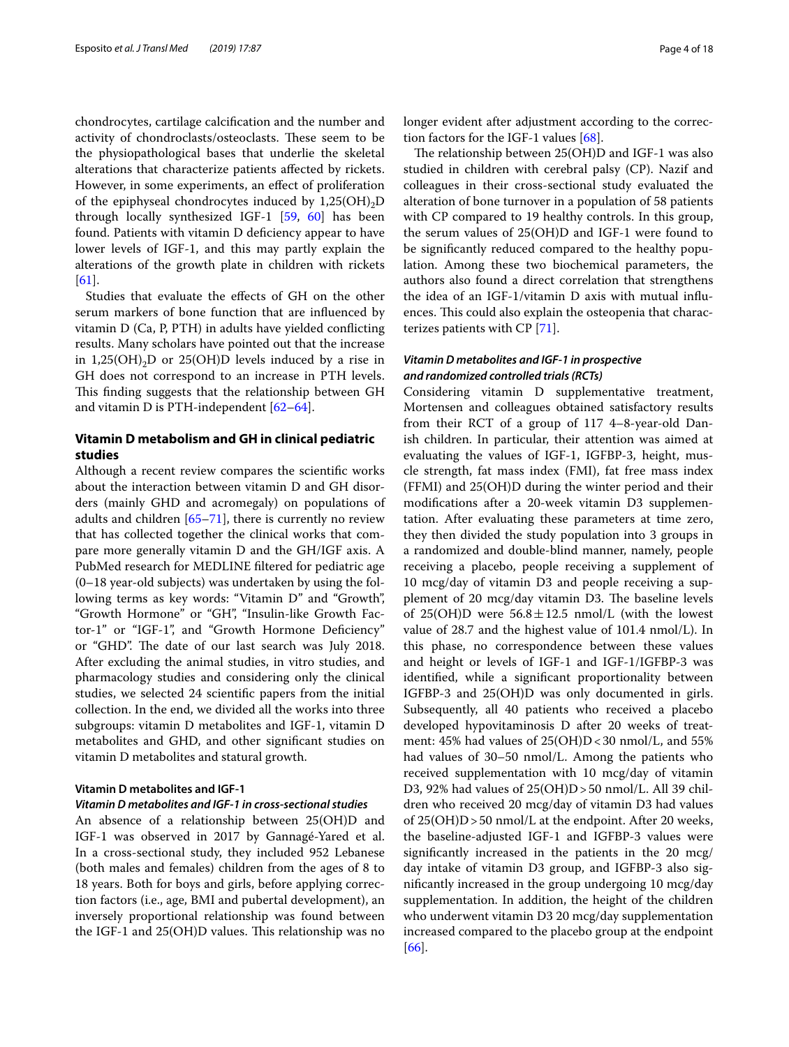chondrocytes, cartilage calcification and the number and activity of chondroclasts/osteoclasts. These seem to be the physiopathological bases that underlie the skeletal alterations that characterize patients affected by rickets. However, in some experiments, an effect of proliferation of the epiphyseal chondrocytes induced by $1,25(OH)_2D$ through locally synthesized IGF-1 [59, 60] has been found. Patients with vitamin D deficiency appear to have lower levels of IGF-1, and this may partly explain the alterations of the growth plate in children with rickets [61].

Studies that evaluate the effects of GH on the other serum markers of bone function that are influenced by vitamin D (Ca, P, PTH) in adults have yielded conflicting results. Many scholars have pointed out that the increase in $1,25(OH)_2D$ or 25(OH)D levels induced by a rise in GH does not correspond to an increase in PTH levels. This finding suggests that the relationship between GH and vitamin D is PTH-independent [62–64].

## Vitamin D metabolism and GH in clinical pediatric studies

Although a recent review compares the scientific works about the interaction between vitamin D and GH disorders (mainly GHD and acromegaly) on populations of adults and children [65–71], there is currently no review that has collected together the clinical works that compare more generally vitamin D and the GH/IGF axis. A PubMed research for MEDLINE filtered for pediatric age (0–18 year-old subjects) was undertaken by using the following terms as key words: "Vitamin D" and "Growth", "Growth Hormone" or "GH", "Insulin-like Growth Factor-1" or "IGF-1", and "Growth Hormone Deficiency" or "GHD". The date of our last search was July 2018. After excluding the animal studies, in vitro studies, and pharmacology studies and considering only the clinical studies, we selected 24 scientific papers from the initial collection. In the end, we divided all the works into three subgroups: vitamin D metabolites and IGF-1, vitamin D metabolites and GHD, and other significant studies on vitamin D metabolites and statural growth.

### Vitamin D metabolites and IGF-1

#### *Vitamin D metabolites and IGF-1 in cross-sectional studies*

An absence of a relationship between 25(OH)D and IGF-1 was observed in 2017 by Gannagé-Yared et al. In a cross-sectional study, they included 952 Lebanese (both males and females) children from the ages of 8 to 18 years. Both for boys and girls, before applying correction factors (i.e., age, BMI and pubertal development), an inversely proportional relationship was found between the IGF-1 and 25(OH)D values. This relationship was no longer evident after adjustment according to the correction factors for the IGF-1 values [68].

The relationship between 25(OH)D and IGF-1 was also studied in children with cerebral palsy (CP). Nazif and colleagues in their cross-sectional study evaluated the alteration of bone turnover in a population of 58 patients with CP compared to 19 healthy controls. In this group, the serum values of 25(OH)D and IGF-1 were found to be significantly reduced compared to the healthy population. Among these two biochemical parameters, the authors also found a direct correlation that strengthens the idea of an IGF-1/vitamin D axis with mutual influences. This could also explain the osteopenia that characterizes patients with CP [71].

#### *Vitamin D metabolites and IGF-1 in prospective and randomized controlled trials (RCTs)*

Considering vitamin D supplementative treatment, Mortensen and colleagues obtained satisfactory results from their RCT of a group of 117 4–8-year-old Danish children. In particular, their attention was aimed at evaluating the values of IGF-1, IGFBP-3, height, muscle strength, fat mass index (FMI), fat free mass index (FFMI) and 25(OH)D during the winter period and their modifications after a 20-week vitamin D3 supplementation. After evaluating these parameters at time zero, they then divided the study population into 3 groups in a randomized and double-blind manner, namely, people receiving a placebo, people receiving a supplement of 10 mcg/day of vitamin D3 and people receiving a supplement of 20 mcg/day vitamin D3. The baseline levels of 25(OH)D were $56.8 \pm 12.5$ nmol/L (with the lowest value of 28.7 and the highest value of 101.4 nmol/L). In this phase, no correspondence between these values and height or levels of IGF-1 and IGF-1/IGFBP-3 was identified, while a significant proportionality between IGFBP-3 and 25(OH)D was only documented in girls. Subsequently, all 40 patients who received a placebo developed hypovitaminosis D after 20 weeks of treatment: 45% had values of 25(OH)D < 30 nmol/L, and 55% had values of 30–50 nmol/L. Among the patients who received supplementation with 10 mcg/day of vitamin D3, 92% had values of 25(OH)D > 50 nmol/L. All 39 children who received 20 mcg/day of vitamin D3 had values of 25(OH)D > 50 nmol/L at the endpoint. After 20 weeks, the baseline-adjusted IGF-1 and IGFBP-3 values were significantly increased in the patients in the 20 mcg/day intake of vitamin D3 group, and IGFBP-3 also significantly increased in the group undergoing 10 mcg/day supplementation. In addition, the height of the children who underwent vitamin D3 20 mcg/day supplementation increased compared to the placebo group at the endpoint [66].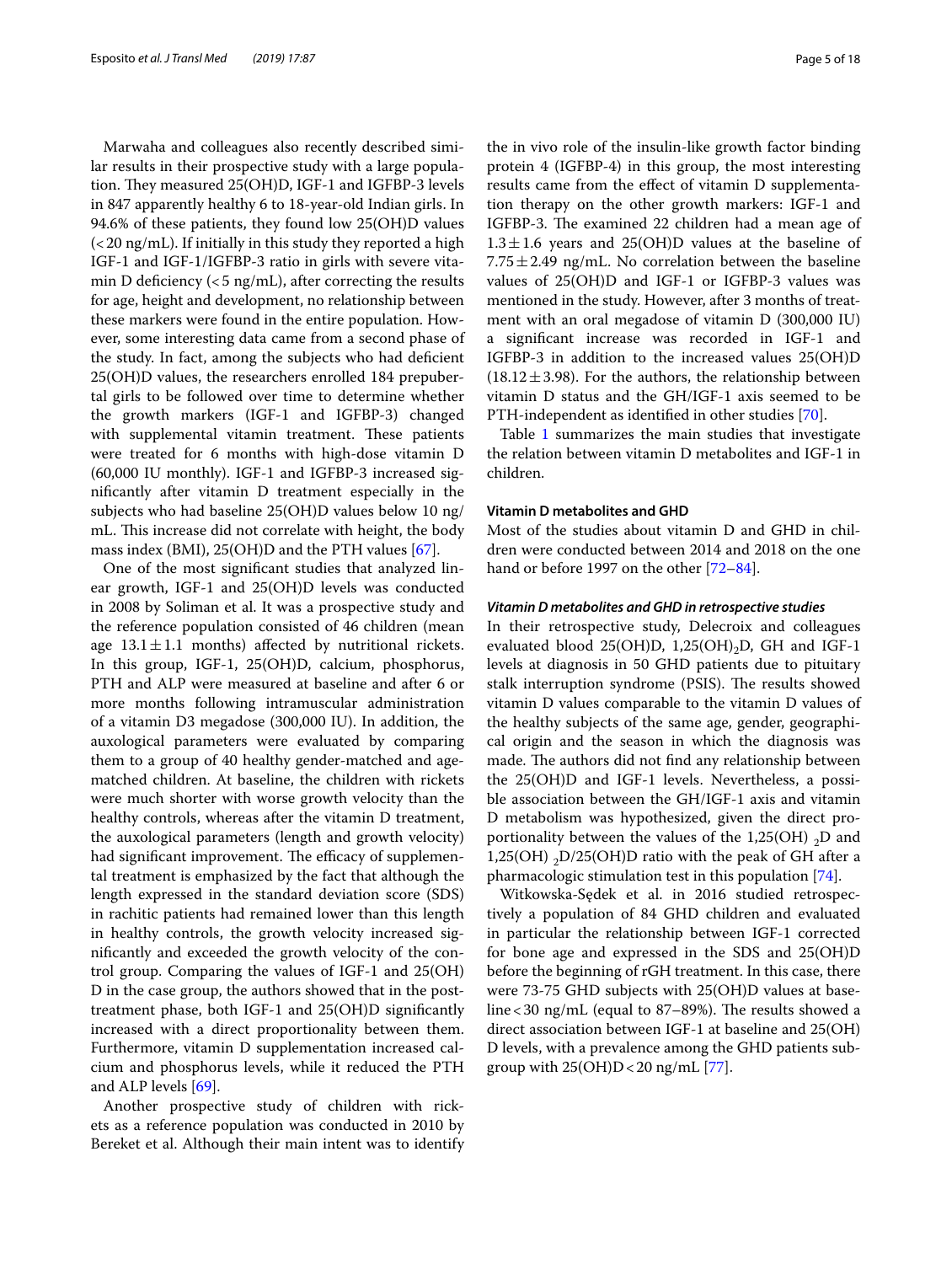Marwaha and colleagues also recently described similar results in their prospective study with a large population. They measured 25(OH)D, IGF-1 and IGFBP-3 levels in 847 apparently healthy 6 to 18-year-old Indian girls. In 94.6% of these patients, they found low 25(OH)D values (< 20 ng/mL). If initially in this study they reported a high IGF-1 and IGF-1/IGFBP-3 ratio in girls with severe vitamin D deficiency (< 5 ng/mL), after correcting the results for age, height and development, no relationship between these markers were found in the entire population. However, some interesting data came from a second phase of the study. In fact, among the subjects who had deficient 25(OH)D values, the researchers enrolled 184 prepubertal girls to be followed over time to determine whether the growth markers (IGF-1 and IGFBP-3) changed with supplemental vitamin treatment. These patients were treated for 6 months with high-dose vitamin D (60,000 IU monthly). IGF-1 and IGFBP-3 increased significantly after vitamin D treatment especially in the subjects who had baseline 25(OH)D values below 10 ng/mL. This increase did not correlate with height, the body mass index (BMI), 25(OH)D and the PTH values [67].

One of the most significant studies that analyzed linear growth, IGF-1 and 25(OH)D levels was conducted in 2008 by Soliman et al. It was a prospective study and the reference population consisted of 46 children (mean age $13.1 \pm 1.1$ months) affected by nutritional rickets. In this group, IGF-1, 25(OH)D, calcium, phosphorus, PTH and ALP were measured at baseline and after 6 or more months following intramuscular administration of a vitamin D3 megadose (300,000 IU). In addition, the auxological parameters were evaluated by comparing them to a group of 40 healthy gender-matched and age-matched children. At baseline, the children with rickets were much shorter with worse growth velocity than the healthy controls, whereas after the vitamin D treatment, the auxological parameters (length and growth velocity) had significant improvement. The efficacy of supplemental treatment is emphasized by the fact that although the length expressed in the standard deviation score (SDS) in rachitic patients had remained lower than this length in healthy controls, the growth velocity increased significantly and exceeded the growth velocity of the control group. Comparing the values of IGF-1 and 25(OH)D in the case group, the authors showed that in the post-treatment phase, both IGF-1 and 25(OH)D significantly increased with a direct proportionality between them. Furthermore, vitamin D supplementation increased calcium and phosphorus levels, while it reduced the PTH and ALP levels [69].

Another prospective study of children with rickets as a reference population was conducted in 2010 by Bereket et al. Although their main intent was to identify the in vivo role of the insulin-like growth factor binding protein 4 (IGFBP-4) in this group, the most interesting results came from the effect of vitamin D supplementation therapy on the other growth markers: IGF-1 and IGFBP-3. The examined 22 children had a mean age of $1.3 \pm 1.6$ years and 25(OH)D values at the baseline of $7.75 \pm 2.49$ ng/mL. No correlation between the baseline values of 25(OH)D and IGF-1 or IGFBP-3 values was mentioned in the study. However, after 3 months of treatment with an oral megadose of vitamin D (300,000 IU) a significant increase was recorded in IGF-1 and IGFBP-3 in addition to the increased values 25(OH)D ($18.12 \pm 3.98$). For the authors, the relationship between vitamin D status and the GH/IGF-1 axis seemed to be PTH-independent as identified in other studies [70].

Table 1 summarizes the main studies that investigate the relation between vitamin D metabolites and IGF-1 in children.

### Vitamin D metabolites and GHD

Most of the studies about vitamin D and GHD in children were conducted between 2014 and 2018 on the one hand or before 1997 on the other [72–84].

#### *Vitamin D metabolites and GHD in retrospective studies*

In their retrospective study, Delecroix and colleagues evaluated blood 25(OH)D, $1,25(OH)_2D$, GH and IGF-1 levels at diagnosis in 50 GHD patients due to pituitary stalk interruption syndrome (PSIS). The results showed vitamin D values comparable to the vitamin D values of the healthy subjects of the same age, gender, geographical origin and the season in which the diagnosis was made. The authors did not find any relationship between the 25(OH)D and IGF-1 levels. Nevertheless, a possible association between the GH/IGF-1 axis and vitamin D metabolism was hypothesized, given the direct proportionality between the values of the $1,25(OH)_2D$ and $1,25(OH)_2D$/25(OH)D ratio with the peak of GH after a pharmacologic stimulation test in this population [74].

Witkowska-Sędek et al. in 2016 studied retrospectively a population of 84 GHD children and evaluated in particular the relationship between IGF-1 corrected for bone age and expressed in the SDS and 25(OH)D before the beginning of rGH treatment. In this case, there were 73-75 GHD subjects with 25(OH)D values at baseline < 30 ng/mL (equal to 87–89%). The results showed a direct association between IGF-1 at baseline and 25(OH)D levels, with a prevalence among the GHD patients subgroup with 25(OH)D < 20 ng/mL [77].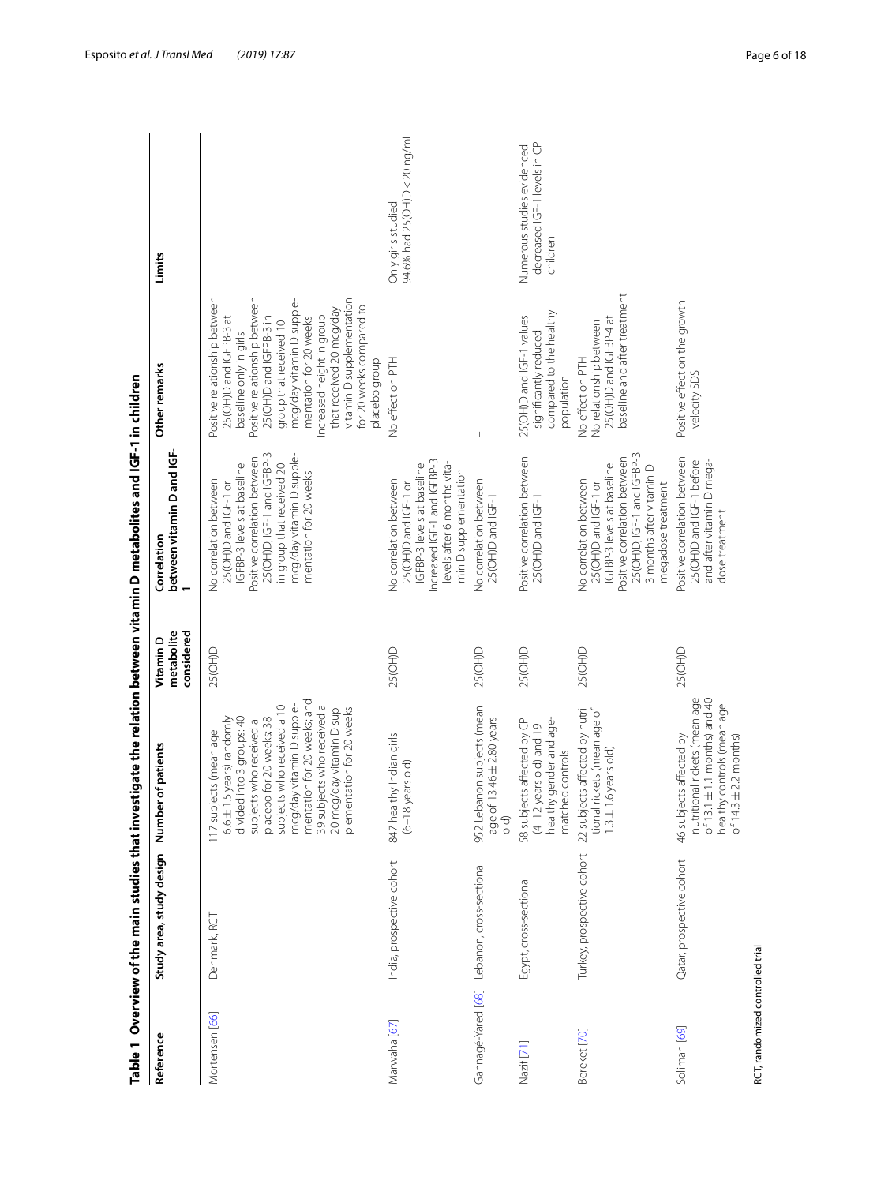**Table 1 Overview of the main studies that investigate the relation between vitamin D metabolites and IGF-1 in children**

| Reference | Study area, study design | Number of patients | Vitamin D metabolite considered | Correlation between vitamin D and IGF-1 | Other remarks | Limits |
|---|---|---|---|---|---|---|
| Mortensen [66] | Denmark, RCT | 117 subjects (mean age 6.6 ± 1.5 years) randomly divided into 3 groups: 40 subjects who received a placebo for 20 weeks; 38 subjects who received a 10 mcg/day vitamin D supplementation for 20 weeks; and 39 subjects who received a 20 mcg/day vitamin D supplementation for 20 weeks | 25(OH)D | No correlation between 25(OH)D and IGF-1 or IGFBP-3 levels at baseline<br>Positive correlation between 25(OH)D, IGF-1 and IGFBP-3 in group that received 20 mcg/day vitamin D supplementation for 20 weeks | Positive relationship between 25(OH)D and IGFPB-3 at baseline only in girls<br>Positive relationship between 25(OH)D and IGFPB-3 in group that received 10 mcg/day vitamin D supplementation for 20 weeks<br>Increased height in group that received 20 mcg/day vitamin D supplementation for 20 weeks compared to placebo group | |
| Marwaha [67] | India, prospective cohort | 847 healthy Indian girls (6–18 years old) | 25(OH)D | No correlation between 25(OH)D and IGF-1 or IGFBP-3 levels at baseline<br>Increased IGF-1 and IGFBP-3 levels after 6 months vitamin D supplementation | No effect on PTH | Only girls studied<br>94.6% had 25(OH)D < 20 ng/mL |
| Gannagé-Yared [68] | Lebanon, cross-sectional | 952 Lebanon subjects (mean age of 13.46 ± 2.80 years old) | 25(OH)D | No correlation between 25(OH)D and IGF-1 | – | |
| Nazif [71] | Egypt, cross-sectional | 58 subjects affected by CP (4–12 years old) and 19 healthy gender and age-matched controls | 25(OH)D | Positive correlation between 25(OH)D and IGF-1 | 25(OH)D and IGF-1 values significantly reduced compared to the healthy population | Numerous studies evidenced decreased IGF-1 levels in CP children |
| Bereket [70] | Turkey, prospective cohort | 22 subjects affected by nutritional rickets (mean age of 1.3 ± 1.6 years old) | 25(OH)D | No correlation between 25(OH)D and IGF-1 or IGFBP-3 levels at baseline<br>Positive correlation between 25(OH)D, IGF-1 and IGFBP-3 3 months after vitamin D megadose treatment | No effect on PTH<br>No relationship between 25(OH)D and IGFBP-4 at baseline and after treatment | |
| Soliman [69] | Qatar, prospective cohort | 46 subjects affected by nutritional rickets (mean age of 13.1 ± 1.1 months) and 40 healthy controls (mean age of 14.3 ± 2.2 months) | 25(OH)D | Positive correlation between 25(OH)D and IGF-1 before and after vitamin D megadose treatment | Positive effect on the growth velocity SDS | |

RCT, randomized controlled trial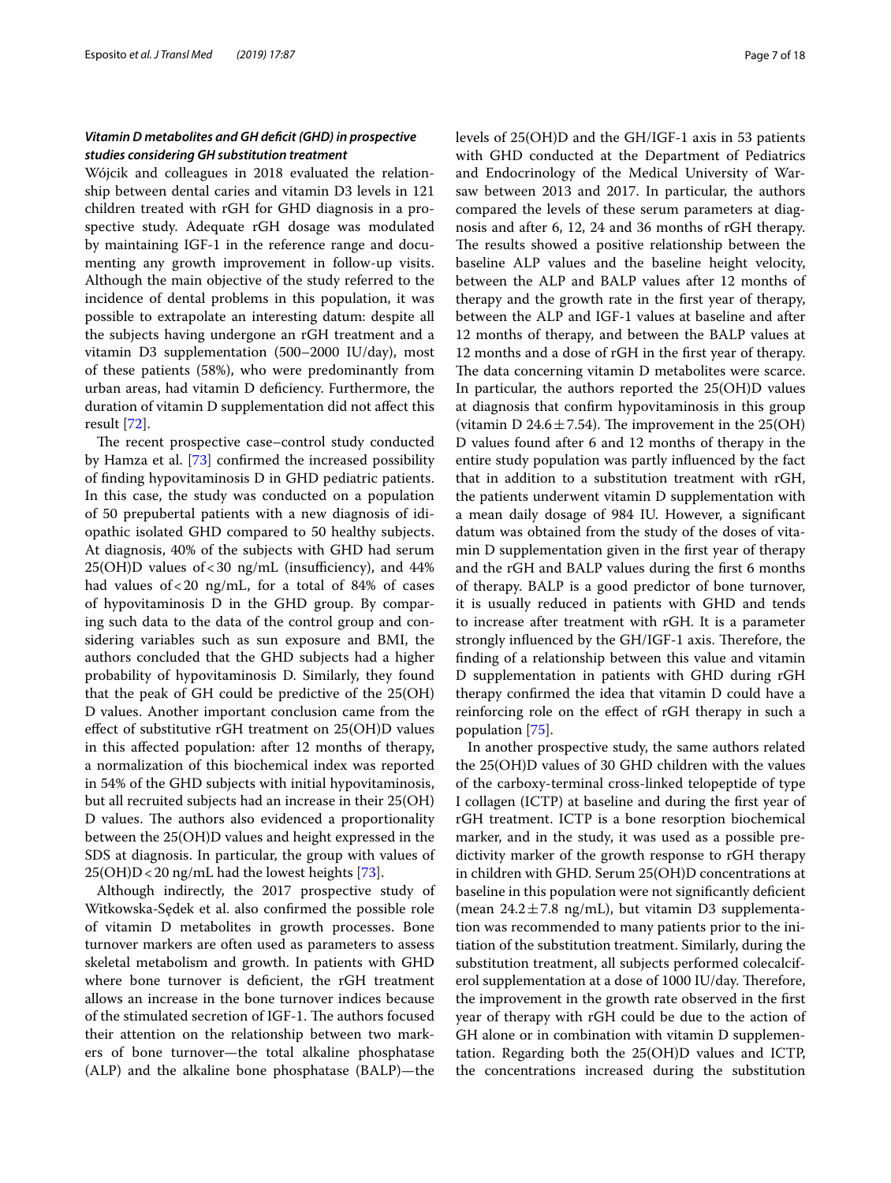### *Vitamin D metabolites and GH deficit (GHD) in prospective studies considering GH substitution treatment*

Wójcik and colleagues in 2018 evaluated the relationship between dental caries and vitamin D3 levels in 121 children treated with rGH for GHD diagnosis in a prospective study. Adequate rGH dosage was modulated by maintaining IGF-1 in the reference range and documenting any growth improvement in follow-up visits. Although the main objective of the study referred to the incidence of dental problems in this population, it was possible to extrapolate an interesting datum: despite all the subjects having undergone an rGH treatment and a vitamin D3 supplementation (500–2000 IU/day), most of these patients (58%), who were predominantly from urban areas, had vitamin D deficiency. Furthermore, the duration of vitamin D supplementation did not affect this result [72].

The recent prospective case–control study conducted by Hamza et al. [73] confirmed the increased possibility of finding hypovitaminosis D in GHD pediatric patients. In this case, the study was conducted on a population of 50 prepubertal patients with a new diagnosis of idiopathic isolated GHD compared to 50 healthy subjects. At diagnosis, 40% of the subjects with GHD had serum 25(OH)D values of < 30 ng/mL (insufficiency), and 44% had values of < 20 ng/mL, for a total of 84% of cases of hypovitaminosis D in the GHD group. By comparing such data to the data of the control group and considering variables such as sun exposure and BMI, the authors concluded that the GHD subjects had a higher probability of hypovitaminosis D. Similarly, they found that the peak of GH could be predictive of the 25(OH)D values. Another important conclusion came from the effect of substitutive rGH treatment on 25(OH)D values in this affected population: after 12 months of therapy, a normalization of this biochemical index was reported in 54% of the GHD subjects with initial hypovitaminosis, but all recruited subjects had an increase in their 25(OH)D values. The authors also evidenced a proportionality between the 25(OH)D values and height expressed in the SDS at diagnosis. In particular, the group with values of 25(OH)D < 20 ng/mL had the lowest heights [73].

Although indirectly, the 2017 prospective study of Witkowska-Sędek et al. also confirmed the possible role of vitamin D metabolites in growth processes. Bone turnover markers are often used as parameters to assess skeletal metabolism and growth. In patients with GHD where bone turnover is deficient, the rGH treatment allows an increase in the bone turnover indices because of the stimulated secretion of IGF-1. The authors focused their attention on the relationship between two markers of bone turnover—the total alkaline phosphatase (ALP) and the alkaline bone phosphatase (BALP)—the levels of 25(OH)D and the GH/IGF-1 axis in 53 patients with GHD conducted at the Department of Pediatrics and Endocrinology of the Medical University of Warsaw between 2013 and 2017. In particular, the authors compared the levels of these serum parameters at diagnosis and after 6, 12, 24 and 36 months of rGH therapy. The results showed a positive relationship between the baseline ALP values and the baseline height velocity, between the ALP and BALP values after 12 months of therapy and the growth rate in the first year of therapy, between the ALP and IGF-1 values at baseline and after 12 months of therapy, and between the BALP values at 12 months and a dose of rGH in the first year of therapy. The data concerning vitamin D metabolites were scarce. In particular, the authors reported the 25(OH)D values at diagnosis that confirm hypovitaminosis in this group (vitamin D 24.6 ± 7.54). The improvement in the 25(OH)D values found after 6 and 12 months of therapy in the entire study population was partly influenced by the fact that in addition to a substitution treatment with rGH, the patients underwent vitamin D supplementation with a mean daily dosage of 984 IU. However, a significant datum was obtained from the study of the doses of vitamin D supplementation given in the first year of therapy and the rGH and BALP values during the first 6 months of therapy. BALP is a good predictor of bone turnover, it is usually reduced in patients with GHD and tends to increase after treatment with rGH. It is a parameter strongly influenced by the GH/IGF-1 axis. Therefore, the finding of a relationship between this value and vitamin D supplementation in patients with GHD during rGH therapy confirmed the idea that vitamin D could have a reinforcing role on the effect of rGH therapy in such a population [75].

In another prospective study, the same authors related the 25(OH)D values of 30 GHD children with the values of the carboxy-terminal cross-linked telopeptide of type I collagen (ICTP) at baseline and during the first year of rGH treatment. ICTP is a bone resorption biochemical marker, and in the study, it was used as a possible predictivity marker of the growth response to rGH therapy in children with GHD. Serum 25(OH)D concentrations at baseline in this population were not significantly deficient (mean 24.2 ± 7.8 ng/mL), but vitamin D3 supplementation was recommended to many patients prior to the initiation of the substitution treatment. Similarly, during the substitution treatment, all subjects performed colecalciferol supplementation at a dose of 1000 IU/day. Therefore, the improvement in the growth rate observed in the first year of therapy with rGH could be due to the action of GH alone or in combination with vitamin D supplementation. Regarding both the 25(OH)D values and ICTP, the concentrations increased during the substitution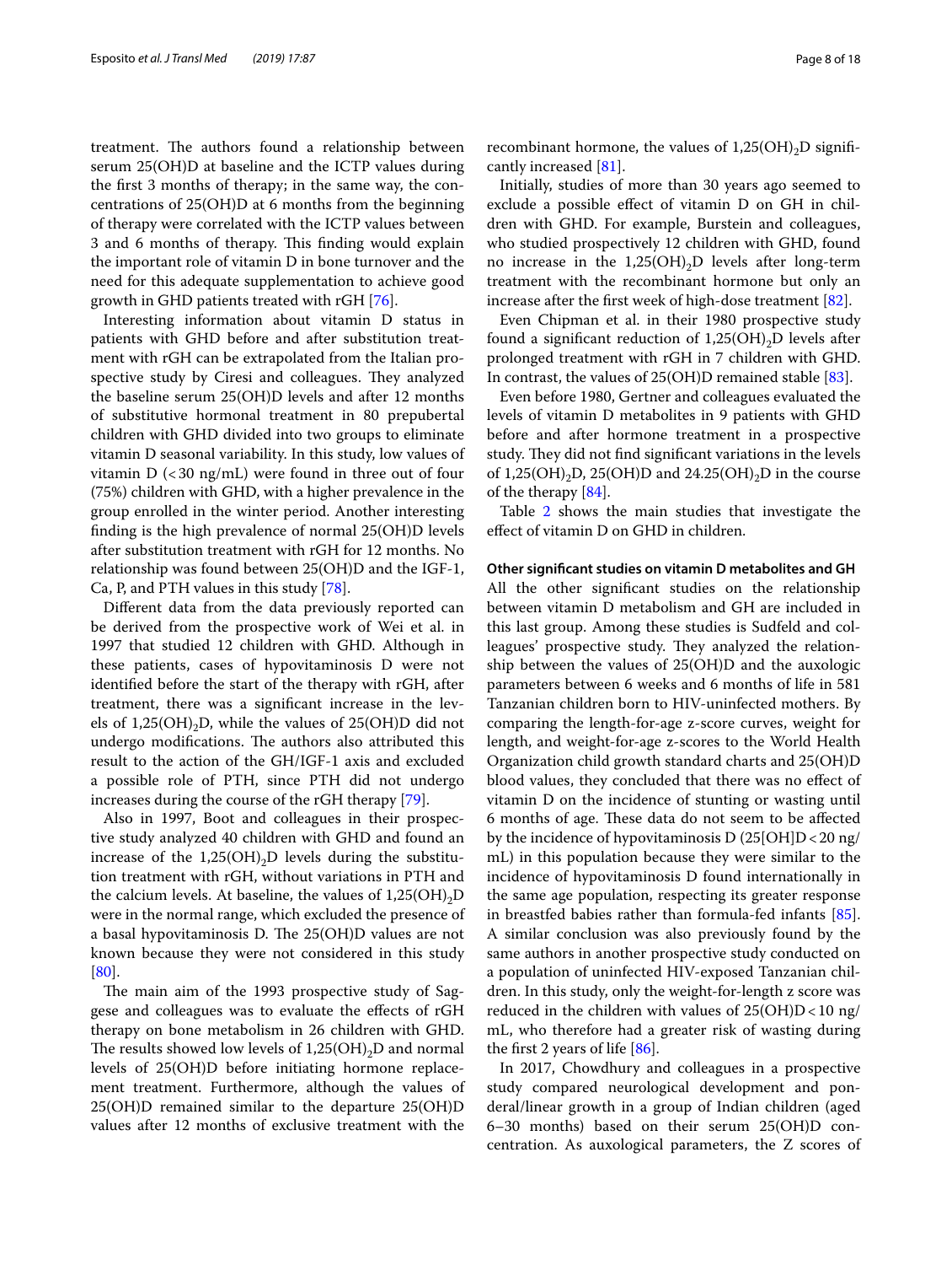treatment. The authors found a relationship between serum 25(OH)D at baseline and the ICTP values during the first 3 months of therapy; in the same way, the concentrations of 25(OH)D at 6 months from the beginning of therapy were correlated with the ICTP values between 3 and 6 months of therapy. This finding would explain the important role of vitamin D in bone turnover and the need for this adequate supplementation to achieve good growth in GHD patients treated with rGH [76].

Interesting information about vitamin D status in patients with GHD before and after substitution treatment with rGH can be extrapolated from the Italian prospective study by Ciresi and colleagues. They analyzed the baseline serum 25(OH)D levels and after 12 months of substitutive hormonal treatment in 80 prepubertal children with GHD divided into two groups to eliminate vitamin D seasonal variability. In this study, low values of vitamin D (< 30 ng/mL) were found in three out of four (75%) children with GHD, with a higher prevalence in the group enrolled in the winter period. Another interesting finding is the high prevalence of normal 25(OH)D levels after substitution treatment with rGH for 12 months. No relationship was found between 25(OH)D and the IGF-1, Ca, P, and PTH values in this study [78].

Different data from the data previously reported can be derived from the prospective work of Wei et al. in 1997 that studied 12 children with GHD. Although in these patients, cases of hypovitaminosis D were not identified before the start of the therapy with rGH, after treatment, there was a significant increase in the levels of $1,25(OH)_2D$, while the values of 25(OH)D did not undergo modifications. The authors also attributed this result to the action of the GH/IGF-1 axis and excluded a possible role of PTH, since PTH did not undergo increases during the course of the rGH therapy [79].

Also in 1997, Boot and colleagues in their prospective study analyzed 40 children with GHD and found an increase of the $1,25(OH)_2D$ levels during the substitution treatment with rGH, without variations in PTH and the calcium levels. At baseline, the values of $1,25(OH)_2D$ were in the normal range, which excluded the presence of a basal hypovitaminosis D. The 25(OH)D values are not known because they were not considered in this study [80].

The main aim of the 1993 prospective study of Saggese and colleagues was to evaluate the effects of rGH therapy on bone metabolism in 26 children with GHD. The results showed low levels of $1,25(OH)_2D$ and normal levels of 25(OH)D before initiating hormone replacement treatment. Furthermore, although the values of 25(OH)D remained similar to the departure 25(OH)D values after 12 months of exclusive treatment with the recombinant hormone, the values of $1,25(OH)_2D$ significantly increased [81].

Initially, studies of more than 30 years ago seemed to exclude a possible effect of vitamin D on GH in children with GHD. For example, Burstein and colleagues, who studied prospectively 12 children with GHD, found no increase in the $1,25(OH)_2D$ levels after long-term treatment with the recombinant hormone but only an increase after the first week of high-dose treatment [82].

Even Chipman et al. in their 1980 prospective study found a significant reduction of $1,25(OH)_2D$ levels after prolonged treatment with rGH in 7 children with GHD. In contrast, the values of 25(OH)D remained stable [83].

Even before 1980, Gertner and colleagues evaluated the levels of vitamin D metabolites in 9 patients with GHD before and after hormone treatment in a prospective study. They did not find significant variations in the levels of $1,25(OH)_2D$, 25(OH)D and $24.25(OH)_2D$ in the course of the therapy [84].

Table 2 shows the main studies that investigate the effect of vitamin D on GHD in children.

#### Other significant studies on vitamin D metabolites and GH

All the other significant studies on the relationship between vitamin D metabolism and GH are included in this last group. Among these studies is Sudfeld and colleagues' prospective study. They analyzed the relationship between the values of 25(OH)D and the auxologic parameters between 6 weeks and 6 months of life in 581 Tanzanian children born to HIV-uninfected mothers. By comparing the length-for-age z-score curves, weight for length, and weight-for-age z-scores to the World Health Organization child growth standard charts and 25(OH)D blood values, they concluded that there was no effect of vitamin D on the incidence of stunting or wasting until 6 months of age. These data do not seem to be affected by the incidence of hypovitaminosis D (25[OH]D < 20 ng/mL) in this population because they were similar to the incidence of hypovitaminosis D found internationally in the same age population, respecting its greater response in breastfed babies rather than formula-fed infants [85]. A similar conclusion was also previously found by the same authors in another prospective study conducted on a population of uninfected HIV-exposed Tanzanian children. In this study, only the weight-for-length z score was reduced in the children with values of 25(OH)D < 10 ng/mL, who therefore had a greater risk of wasting during the first 2 years of life [86].

In 2017, Chowdhury and colleagues in a prospective study compared neurological development and ponderal/linear growth in a group of Indian children (aged 6–30 months) based on their serum 25(OH)D concentration. As auxological parameters, the Z scores of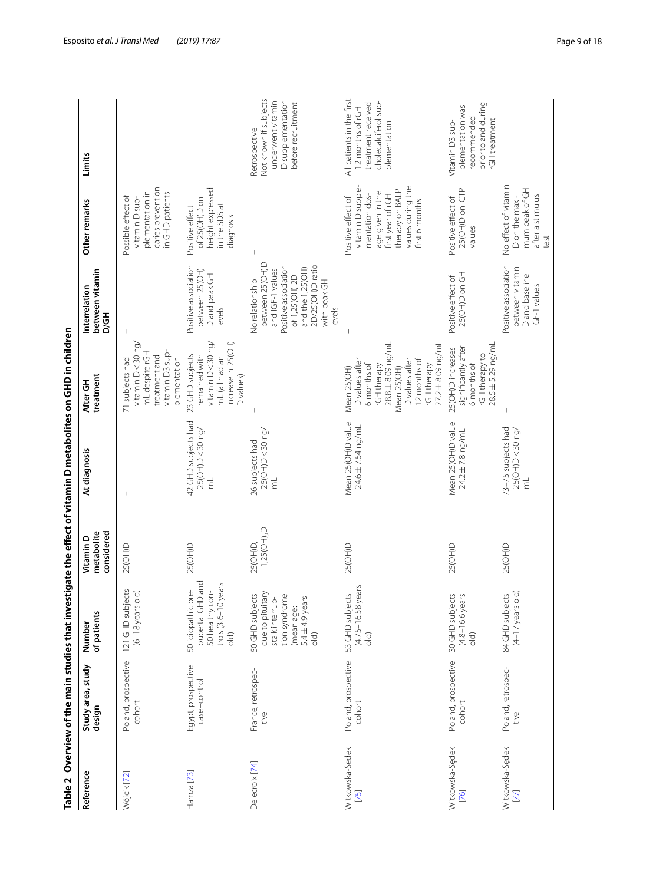**Table 2 Overview of the main studies that investigate the effect of vitamin D metabolites on GHD in children**

| Reference | Study area, study design | Number of patients | Vitamin D metabolite considered | At diagnosis | After GH treatment | Interrelation between vitamin D/GH | Other remarks | Limits |
|---|---|---|---|---|---|---|---|---|
| Wójcik [72] | Poland, prospective cohort | 121 GHD subjects (6–18 years old) | 25(OH)D | – | 71 subjects had vitamin D < 30 ng/mL despite rGH treatment and vitamin D3 supplementation | – | Possible effect of vitamin D supplementation in caries prevention in GHD patients | |
| Hamza [73] | Egypt, prospective case–control | 50 idiopathic prepubertal GHD and 50 healthy controls (3.6–10 years old) | 25(OH)D | 42 GHD subjects had 25(OH)D < 30 ng/mL | 23 GHD subjects remained with vitamin D < 30 ng/mL (all had an increase in 25(OH) D values) | Positive association between 25(OH) D and peak GH levels | Positive effect of 25(OH)D on height expressed in the SDS at diagnosis | |
| Delecroix [74] | France, retrospective | 50 GHD subjects due to pituitary stalk interruption syndrome (mean age: 5.4 ± 4.9 years old) | 25(OH)D, $1,25(OH)_2D$ | 26 subjects had 25(OH)D < 30 ng/mL | – | No relationship between 25(OH)D and IGF-1 values Positive association of 1,25(OH) 2D and the 1,25(OH) 2D/25(OH)D ratio with peak GH levels | – | Retrospective Not known if subjects underwent vitamin D supplementation before recruitment |
| Witkowska-Sędek [75] | Poland, prospective cohort | 53 GHD subjects (4.75–16.58 years old) | 25(OH)D | Mean 25(OH)D value 24.6 ± 7.54 ng/mL | Mean 25(OH) D values after 6 months of rGH therapy 28.8 ± 8.09 ng/mL Mean 25(OH) D values after 12 months of rGH therapy 27.2 ± 8.09 ng/mL | – | Positive effect of vitamin D supplementation dosage given in the first year of rGH therapy on BALP values during the first 6 months | All patients in the first 12 months of rGH treatment received cholecalciferol supplementation |
| Witkowska-Sędek [76] | Poland, prospective cohort | 30 GHD subjects (4.8–16.6 years old) | 25(OH)D | Mean 25(OH)D value 24.2 ± 7.8 ng/mL | 25(OH)D increases significantly after 6 months of rGH therapy to 28.5 ± 5.29 ng/mL | Positive effect of 25(OH)D on GH | Positive effect of 25(OH)D on ICTP values | Vitamin D3 supplementation was recommended prior to and during rGH treatment |
| Witkowska-Sędek [77] | Poland, retrospective | 84 GHD subjects (4–17 years old) | 25(OH)D | 73–75 subjects had 25(OH)D < 30 ng/mL | – | Positive association between vitamin D and baseline IGF-1 values | No effect of vitamin D on the maximum peak of GH after a stimulus test | |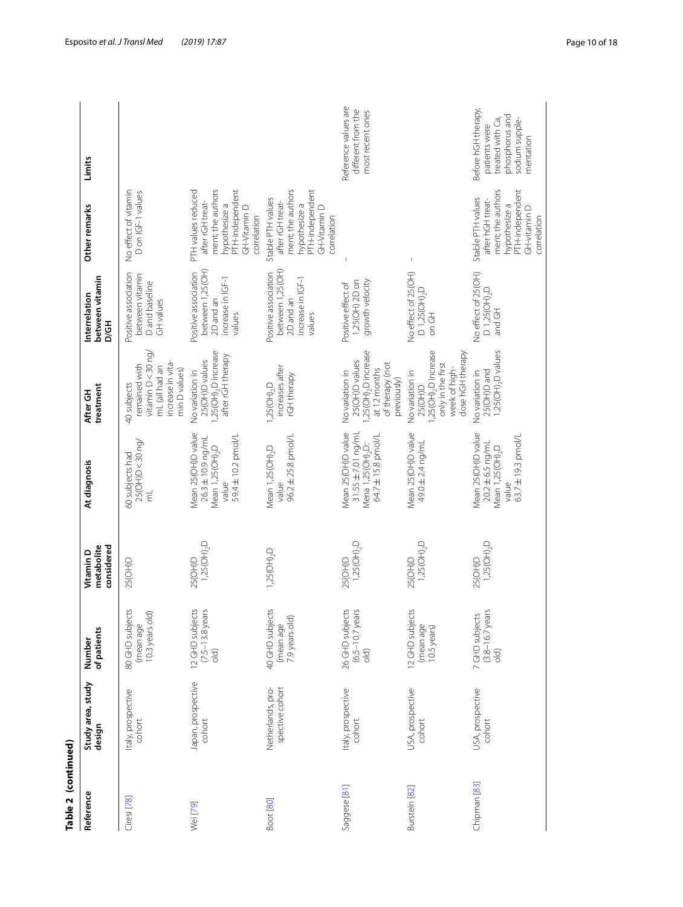**Table 2 (continued)**

| Reference | Study area, study design | Number of patients | Vitamin D metabolite considered | At diagnosis | After GH treatment | Interrelation between vitamin D/GH | Other remarks | Limits |
|---|---|---|---|---|---|---|---|---|
| Ciresi [78] | Italy, prospective cohort | 80 GHD subjects (mean age 10.3 years old) | 25(OH)D | 60 subjects had 25(OH)D < 30 ng/mL | 40 subjects remained with vitamin D < 30 ng/mL (all had an increase in vitamin D values) | Positive association between vitamin D and baseline GH values | No effect of vitamin D on IGF-1 values | |
| Wei [79] | Japan, prospective cohort | 12 GHD subjects (7.5–13.8 years old) | 25(OH)D $1,25(OH)_2D$ | Mean 25(OH)D value 26.3 ± 10.9 ng/mL Mean $1,25(OH)_2D$ value 59.4 ± 10.2 pmol/L | No variation in 25(OH)D values $1,25(OH)_2D$ increase after rGH therapy | Positive association between 1,25(OH) 2D and an increase in IGF-1 values | PTH values reduced after rGH treatment; the authors hypothesize a PTH-independent GH-Vitamin D correlation | |
| Boot [80] | Netherlands, prospective cohort | 40 GHD subjects (mean age 7.9 years old) | $1,25(OH)_2D$ | Mean $1,25(OH)_2D$ value 96.2 ± 25.8 pmol/L | $1,25(OH)_2D$ increases after rGH therapy | Positive association between 1,25(OH) 2D and an increase in IGF-1 values | Stable PTH values after rGH treatment; the authors hypothesize a PTH-independent GH-Vitamin D correlation | |
| Saggese [81] | Italy, prospective cohort | 26 GHD subjects (6.5–10.7 years old) | 25(OH)D $1,25(OH)_2D$ | Mean 25(OH)D value 31.55 ± 7.01 ng/mL Mena $1,25(OH)_2D$: 64.7 ± 15.8 pmol/L | No variation in 25(OH)D values $1,25(OH)_2D$ increase at 12 months of therapy (not previously) | Positive effect of 1,25(OH) 2D on growth velocity | – | Reference values are different from the most recent ones |
| Burstein [82] | USA, prospective cohort | 12 GHD subjects (mean age 10.5 years) | 25(OH)D $1,25(OH)_2D$ | Mean 25(OH)D value 49.0 ± 2.4 ng/mL | No variation in 25(OH)D $1,25(OH)_2D$ increase only in the first week of high-dose hGH therapy | No effect of 25(OH)D $1,25(OH)_2D$ on GH | – | |
| Chipman [83] | USA, prospective cohort | 7 GHD subjects (3.8–16.7 years old) | 25(OH)D $1,25(OH)_2D$ | Mean 25(OH)D value 20.2 ± 6.5 ng/mL Mean $1,25(OH)_2D$ value 63.7 ± 19.3 pmol/L | No variation in 25(OH)D and $1,25(OH)_2D$ values | No effect of 25(OH)D $1,25(OH)_2D$ and GH | Stable PTH values after hGH treatment; the authors hypothesize a PTH-independent GH-vitamin D correlation | Before hGH therapy, patients were treated with Ca, phosphorus and sodium supplementation |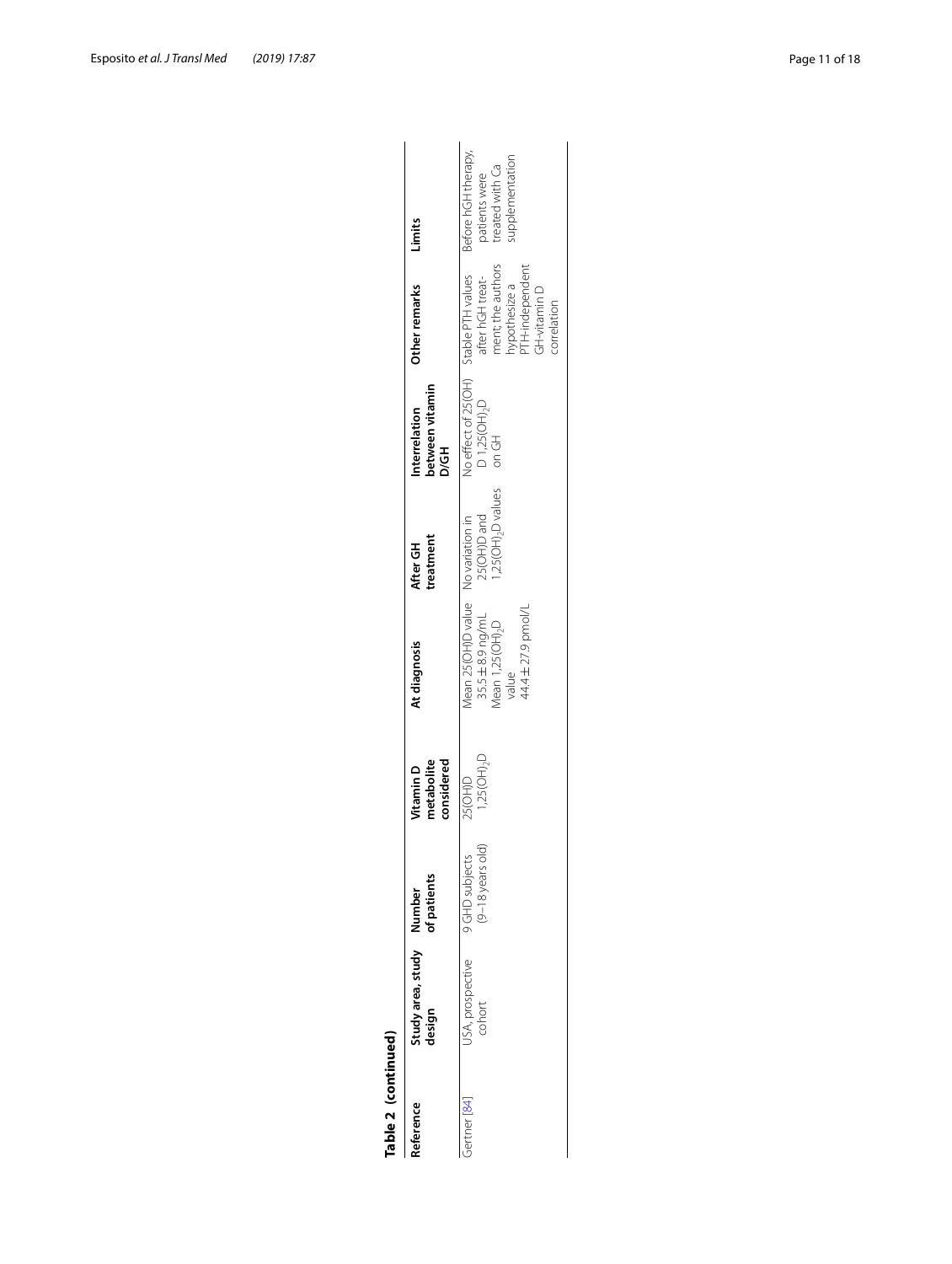**Table 2 (continued)**

| Reference | Study area, study design | Number of patients | Vitamin D metabolite considered | At diagnosis | After GH treatment | Interrelation between vitamin D/GH | Other remarks | Limits |
|---|---|---|---|---|---|---|---|---|
| Gertner [84] | USA, prospective cohort | 9 GHD subjects (9–18 years old) | 25(OH)D $1,25(OH)_2D$ | Mean 25(OH)D value 35.5 ± 8.9 ng/mL Mean $1,25(OH)_2D$ value 44.4 ± 27.9 pmol/L | No variation in 25(OH)D and $1,25(OH)_2D$ values | No effect of 25(OH)D $1,25(OH)_2D$ on GH | Stable PTH values after hGH treatment; the authors hypothesize a PTH-independent GH-vitamin D correlation | Before hGH therapy, patients were treated with Ca supplementation |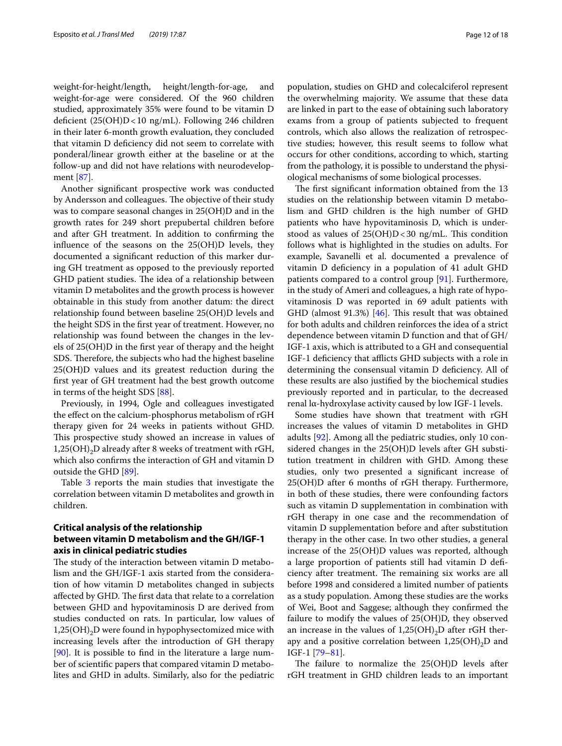weight-for-height/length, height/length-for-age, and weight-for-age were considered. Of the 960 children studied, approximately 35% were found to be vitamin D deficient (25(OH)D < 10 ng/mL). Following 246 children in their later 6-month growth evaluation, they concluded that vitamin D deficiency did not seem to correlate with ponderal/linear growth either at the baseline or at the follow-up and did not have relations with neurodevelopment [87].

Another significant prospective work was conducted by Andersson and colleagues. The objective of their study was to compare seasonal changes in 25(OH)D and in the growth rates for 249 short prepubertal children before and after GH treatment. In addition to confirming the influence of the seasons on the 25(OH)D levels, they documented a significant reduction of this marker during GH treatment as opposed to the previously reported GHD patient studies. The idea of a relationship between vitamin D metabolites and the growth process is however obtainable in this study from another datum: the direct relationship found between baseline 25(OH)D levels and the height SDS in the first year of treatment. However, no relationship was found between the changes in the levels of 25(OH)D in the first year of therapy and the height SDS. Therefore, the subjects who had the highest baseline 25(OH)D values and its greatest reduction during the first year of GH treatment had the best growth outcome in terms of the height SDS [88].

Previously, in 1994, Ogle and colleagues investigated the effect on the calcium-phosphorus metabolism of rGH therapy given for 24 weeks in patients without GHD. This prospective study showed an increase in values of $1,25(OH)_2D$ already after 8 weeks of treatment with rGH, which also confirms the interaction of GH and vitamin D outside the GHD [89].

Table 3 reports the main studies that investigate the correlation between vitamin D metabolites and growth in children.

## Critical analysis of the relationship between vitamin D metabolism and the GH/IGF-1 axis in clinical pediatric studies

The study of the interaction between vitamin D metabolism and the GH/IGF-1 axis started from the consideration of how vitamin D metabolites changed in subjects affected by GHD. The first data that relate to a correlation between GHD and hypovitaminosis D are derived from studies conducted on rats. In particular, low values of $1,25(OH)_2D$ were found in hypophysectomized mice with increasing levels after the introduction of GH therapy [90]. It is possible to find in the literature a large number of scientific papers that compared vitamin D metabolites and GHD in adults. Similarly, also for the pediatric population, studies on GHD and colecalciferol represent the overwhelming majority. We assume that these data are linked in part to the ease of obtaining such laboratory exams from a group of patients subjected to frequent controls, which also allows the realization of retrospective studies; however, this result seems to follow what occurs for other conditions, according to which, starting from the pathology, it is possible to understand the physiological mechanisms of some biological processes.

The first significant information obtained from the 13 studies on the relationship between vitamin D metabolism and GHD children is the high number of GHD patients who have hypovitaminosis D, which is understood as values of 25(OH)D < 30 ng/mL. This condition follows what is highlighted in the studies on adults. For example, Savanelli et al. documented a prevalence of vitamin D deficiency in a population of 41 adult GHD patients compared to a control group [91]. Furthermore, in the study of Ameri and colleagues, a high rate of hypovitaminosis D was reported in 69 adult patients with GHD (almost 91.3%) [46]. This result that was obtained for both adults and children reinforces the idea of a strict dependence between vitamin D function and that of GH/IGF-1 axis, which is attributed to a GH and consequential IGF-1 deficiency that afflicts GHD subjects with a role in determining the consensual vitamin D deficiency. All of these results are also justified by the biochemical studies previously reported and in particular, to the decreased renal 1α-hydroxylase activity caused by low IGF-1 levels.

Some studies have shown that treatment with rGH increases the values of vitamin D metabolites in GHD adults [92]. Among all the pediatric studies, only 10 considered changes in the 25(OH)D levels after GH substitution treatment in children with GHD. Among these studies, only two presented a significant increase of 25(OH)D after 6 months of rGH therapy. Furthermore, in both of these studies, there were confounding factors such as vitamin D supplementation in combination with rGH therapy in one case and the recommendation of vitamin D supplementation before and after substitution therapy in the other case. In two other studies, a general increase of the 25(OH)D values was reported, although a large proportion of patients still had vitamin D deficiency after treatment. The remaining six works are all before 1998 and considered a limited number of patients as a study population. Among these studies are the works of Wei, Boot and Saggese; although they confirmed the failure to modify the values of 25(OH)D, they observed an increase in the values of $1,25(OH)_2D$ after rGH therapy and a positive correlation between $1,25(OH)_2D$ and IGF-1 [79–81].

The failure to normalize the 25(OH)D levels after rGH treatment in GHD children leads to an important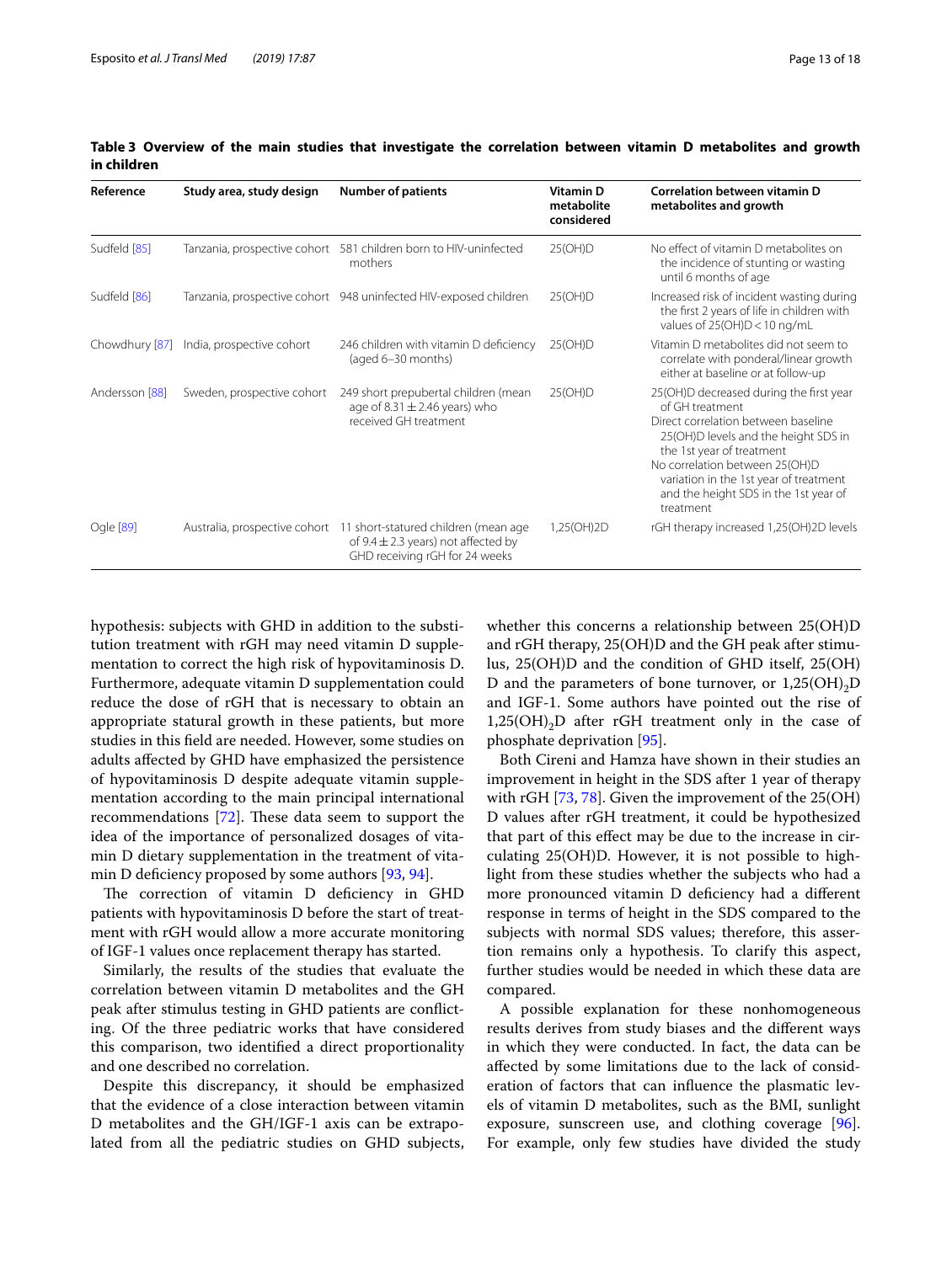**Table 3 Overview of the main studies that investigate the correlation between vitamin D metabolites and growth in children**

| Reference | Study area, study design | Number of patients | Vitamin D metabolite considered | Correlation between vitamin D metabolites and growth |
|---|---|---|---|---|
| Sudfeld [85] | Tanzania, prospective cohort | 581 children born to HIV-uninfected mothers | 25(OH)D | No effect of vitamin D metabolites on the incidence of stunting or wasting until 6 months of age |
| Sudfeld [86] | Tanzania, prospective cohort | 948 uninfected HIV-exposed children | 25(OH)D | Increased risk of incident wasting during the first 2 years of life in children with values of 25(OH)D < 10 ng/mL |
| Chowdhury [87] | India, prospective cohort | 246 children with vitamin D deficiency (aged 6–30 months) | 25(OH)D | Vitamin D metabolites did not seem to correlate with ponderal/linear growth either at baseline or at follow-up |
| Andersson [88] | Sweden, prospective cohort | 249 short prepubertal children (mean age of 8.31 ± 2.46 years) who received GH treatment | 25(OH)D | 25(OH)D decreased during the first year of GH treatment<br>Direct correlation between baseline 25(OH)D levels and the height SDS in the 1st year of treatment<br>No correlation between 25(OH)D variation in the 1st year of treatment and the height SDS in the 1st year of treatment |
| Ogle [89] | Australia, prospective cohort | 11 short-statured children (mean age of 9.4 ± 2.3 years) not affected by GHD receiving rGH for 24 weeks | 1,25(OH)2D | rGH therapy increased 1,25(OH)2D levels |

hypothesis: subjects with GHD in addition to the substitution treatment with rGH may need vitamin D supplementation to correct the high risk of hypovitaminosis D. Furthermore, adequate vitamin D supplementation could reduce the dose of rGH that is necessary to obtain an appropriate statural growth in these patients, but more studies in this field are needed. However, some studies on adults affected by GHD have emphasized the persistence of hypovitaminosis D despite adequate vitamin supplementation according to the main principal international recommendations [72]. These data seem to support the idea of the importance of personalized dosages of vitamin D dietary supplementation in the treatment of vitamin D deficiency proposed by some authors [93, 94].

The correction of vitamin D deficiency in GHD patients with hypovitaminosis D before the start of treatment with rGH would allow a more accurate monitoring of IGF-1 values once replacement therapy has started.

Similarly, the results of the studies that evaluate the correlation between vitamin D metabolites and the GH peak after stimulus testing in GHD patients are conflicting. Of the three pediatric works that have considered this comparison, two identified a direct proportionality and one described no correlation.

Despite this discrepancy, it should be emphasized that the evidence of a close interaction between vitamin D metabolites and the GH/IGF-1 axis can be extrapolated from all the pediatric studies on GHD subjects, whether this concerns a relationship between 25(OH)D and rGH therapy, 25(OH)D and the GH peak after stimulus, 25(OH)D and the condition of GHD itself, 25(OH)D and the parameters of bone turnover, or $1,25(OH)_2D$ and IGF-1. Some authors have pointed out the rise of $1,25(OH)_2D$ after rGH treatment only in the case of phosphate deprivation [95].

Both Cireni and Hamza have shown in their studies an improvement in height in the SDS after 1 year of therapy with rGH [73, 78]. Given the improvement of the 25(OH)D values after rGH treatment, it could be hypothesized that part of this effect may be due to the increase in circulating 25(OH)D. However, it is not possible to highlight from these studies whether the subjects who had a more pronounced vitamin D deficiency had a different response in terms of height in the SDS compared to the subjects with normal SDS values; therefore, this assertion remains only a hypothesis. To clarify this aspect, further studies would be needed in which these data are compared.

A possible explanation for these nonhomogeneous results derives from study biases and the different ways in which they were conducted. In fact, the data can be affected by some limitations due to the lack of consideration of factors that can influence the plasmatic levels of vitamin D metabolites, such as the BMI, sunlight exposure, sunscreen use, and clothing coverage [96]. For example, only few studies have divided the study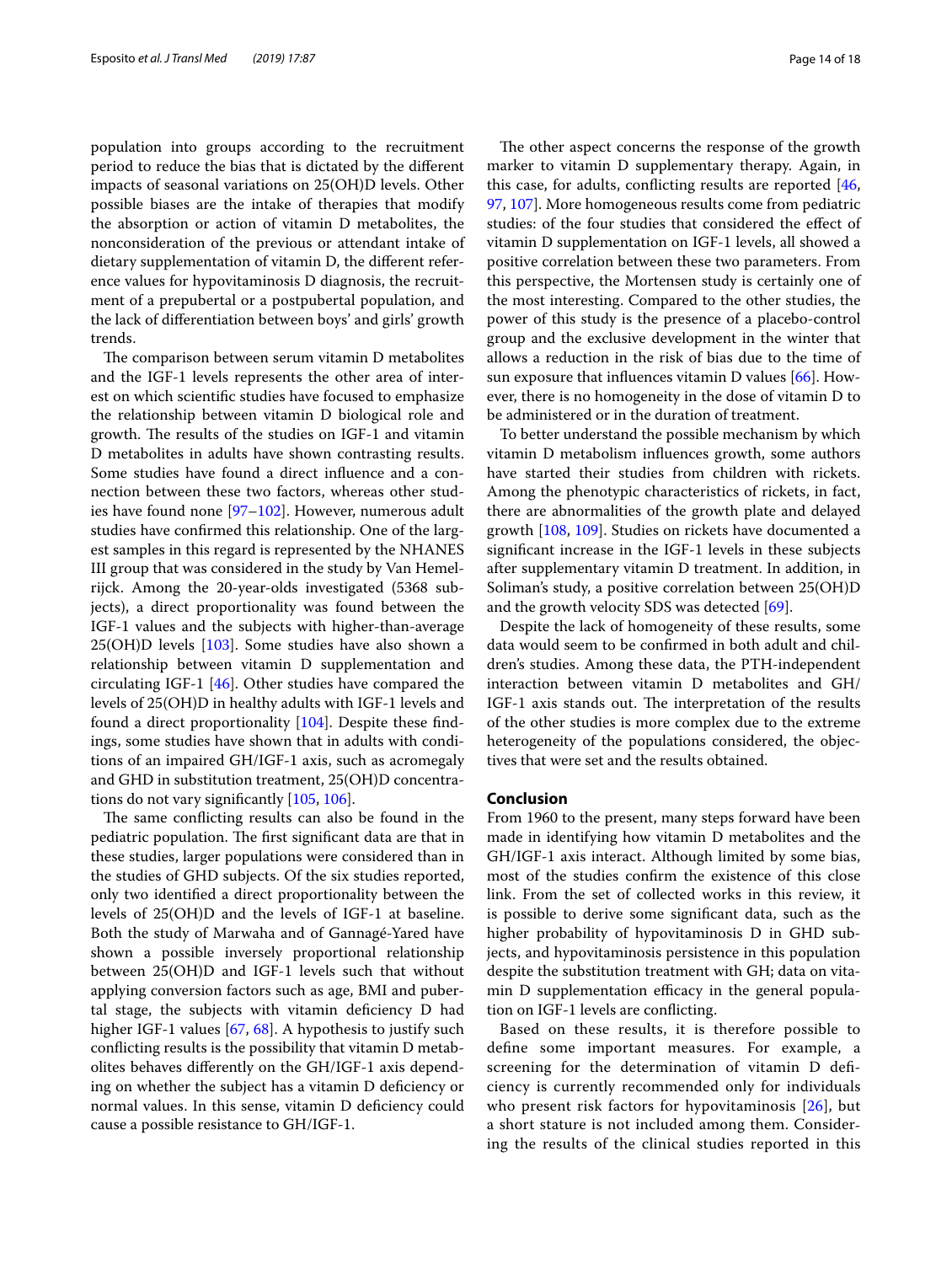population into groups according to the recruitment period to reduce the bias that is dictated by the different impacts of seasonal variations on 25(OH)D levels. Other possible biases are the intake of therapies that modify the absorption or action of vitamin D metabolites, the nonconsideration of the previous or attendant intake of dietary supplementation of vitamin D, the different reference values for hypovitaminosis D diagnosis, the recruitment of a prepubertal or a postpubertal population, and the lack of differentiation between boys' and girls' growth trends.

The comparison between serum vitamin D metabolites and the IGF-1 levels represents the other area of interest on which scientific studies have focused to emphasize the relationship between vitamin D biological role and growth. The results of the studies on IGF-1 and vitamin D metabolites in adults have shown contrasting results. Some studies have found a direct influence and a connection between these two factors, whereas other studies have found none [97–102]. However, numerous adult studies have confirmed this relationship. One of the largest samples in this regard is represented by the NHANES III group that was considered in the study by Van Hemelrijck. Among the 20-year-olds investigated (5368 subjects), a direct proportionality was found between the IGF-1 values and the subjects with higher-than-average 25(OH)D levels [103]. Some studies have also shown a relationship between vitamin D supplementation and circulating IGF-1 [46]. Other studies have compared the levels of 25(OH)D in healthy adults with IGF-1 levels and found a direct proportionality [104]. Despite these findings, some studies have shown that in adults with conditions of an impaired GH/IGF-1 axis, such as acromegaly and GHD in substitution treatment, 25(OH)D concentrations do not vary significantly [105, 106].

The same conflicting results can also be found in the pediatric population. The first significant data are that in these studies, larger populations were considered than in the studies of GHD subjects. Of the six studies reported, only two identified a direct proportionality between the levels of 25(OH)D and the levels of IGF-1 at baseline. Both the study of Marwaha and of Gannagé-Yared have shown a possible inversely proportional relationship between 25(OH)D and IGF-1 levels such that without applying conversion factors such as age, BMI and pubertal stage, the subjects with vitamin deficiency D had higher IGF-1 values [67, 68]. A hypothesis to justify such conflicting results is the possibility that vitamin D metabolites behaves differently on the GH/IGF-1 axis depending on whether the subject has a vitamin D deficiency or normal values. In this sense, vitamin D deficiency could cause a possible resistance to GH/IGF-1.

The other aspect concerns the response of the growth marker to vitamin D supplementary therapy. Again, in this case, for adults, conflicting results are reported [46, 97, 107]. More homogeneous results come from pediatric studies: of the four studies that considered the effect of vitamin D supplementation on IGF-1 levels, all showed a positive correlation between these two parameters. From this perspective, the Mortensen study is certainly one of the most interesting. Compared to the other studies, the power of this study is the presence of a placebo-control group and the exclusive development in the winter that allows a reduction in the risk of bias due to the time of sun exposure that influences vitamin D values [66]. However, there is no homogeneity in the dose of vitamin D to be administered or in the duration of treatment.

To better understand the possible mechanism by which vitamin D metabolism influences growth, some authors have started their studies from children with rickets. Among the phenotypic characteristics of rickets, in fact, there are abnormalities of the growth plate and delayed growth [108, 109]. Studies on rickets have documented a significant increase in the IGF-1 levels in these subjects after supplementary vitamin D treatment. In addition, in Soliman's study, a positive correlation between 25(OH)D and the growth velocity SDS was detected [69].

Despite the lack of homogeneity of these results, some data would seem to be confirmed in both adult and children's studies. Among these data, the PTH-independent interaction between vitamin D metabolites and GH/IGF-1 axis stands out. The interpretation of the results of the other studies is more complex due to the extreme heterogeneity of the populations considered, the objectives that were set and the results obtained.

## Conclusion

From 1960 to the present, many steps forward have been made in identifying how vitamin D metabolites and the GH/IGF-1 axis interact. Although limited by some bias, most of the studies confirm the existence of this close link. From the set of collected works in this review, it is possible to derive some significant data, such as the higher probability of hypovitaminosis D in GHD subjects, and hypovitaminosis persistence in this population despite the substitution treatment with GH; data on vitamin D supplementation efficacy in the general population on IGF-1 levels are conflicting.

Based on these results, it is therefore possible to define some important measures. For example, a screening for the determination of vitamin D deficiency is currently recommended only for individuals who present risk factors for hypovitaminosis [26], but a short stature is not included among them. Considering the results of the clinical studies reported in this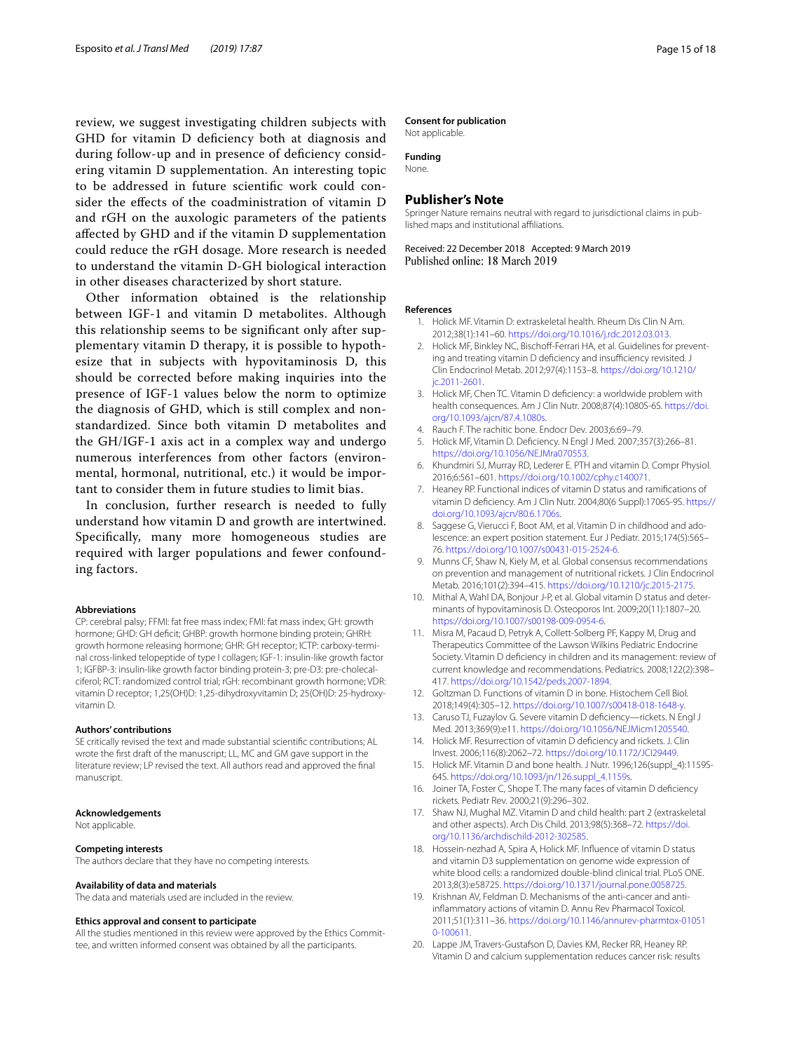review, we suggest investigating children subjects with GHD for vitamin D deficiency both at diagnosis and during follow-up and in presence of deficiency considering vitamin D supplementation. An interesting topic to be addressed in future scientific work could consider the effects of the coadministration of vitamin D and rGH on the auxologic parameters of the patients affected by GHD and if the vitamin D supplementation could reduce the rGH dosage. More research is needed to understand the vitamin D-GH biological interaction in other diseases characterized by short stature.

Other information obtained is the relationship between IGF-1 and vitamin D metabolites. Although this relationship seems to be significant only after supplementary vitamin D therapy, it is possible to hypothesize that in subjects with hypovitaminosis D, this should be corrected before making inquiries into the presence of IGF-1 values below the norm to optimize the diagnosis of GHD, which is still complex and non-standardized. Since both vitamin D metabolites and the GH/IGF-1 axis act in a complex way and undergo numerous interferences from other factors (environmental, hormonal, nutritional, etc.) it would be important to consider them in future studies to limit bias.

In conclusion, further research is needed to fully understand how vitamin D and growth are intertwined. Specifically, many more homogeneous studies are required with larger populations and fewer confounding factors.

#### Abbreviations
CP: cerebral palsy; FFMI: fat free mass index; FMI: fat mass index; GH: growth hormone; GHD: GH deficit; GHBP: growth hormone binding protein; GHRH: growth hormone releasing hormone; GHR: GH receptor; ICTP: carboxy-terminal cross-linked telopeptide of type I collagen; IGF-1: insulin-like growth factor 1; IGFBP-3: insulin-like growth factor binding protein-3; pre-D3: pre-cholecalciferol; RCT: randomized control trial; rGH: recombinant growth hormone; VDR: vitamin D receptor; 1,25(OH)D: 1,25-dihydroxyvitamin D; 25(OH)D: 25-hydroxyvitamin D.

#### Authors' contributions
SE critically revised the text and made substantial scientific contributions; AL wrote the first draft of the manuscript; LL, MC and GM gave support in the literature review; LP revised the text. All authors read and approved the final manuscript.

#### Acknowledgements
Not applicable.

#### Competing interests
The authors declare that they have no competing interests.

#### Availability of data and materials
The data and materials used are included in the review.

#### Ethics approval and consent to participate
All the studies mentioned in this review were approved by the Ethics Committee, and written informed consent was obtained by all the participants.

#### Consent for publication
Not applicable.

#### Funding
None.

## Publisher's Note
Springer Nature remains neutral with regard to jurisdictional claims in published maps and institutional affiliations.

Received: 22 December 2018 Accepted: 9 March 2019
Published online: 18 March 2019

#### References
1. Holick MF. Vitamin D: extraskeletal health. Rheum Dis Clin N Am. 2012;38(1):141–60. https://doi.org/10.1016/j.rdc.2012.03.013.
2. Holick MF, Binkley NC, Bischoff-Ferrari HA, et al. Guidelines for preventing and treating vitamin D deficiency and insufficiency revisited. J Clin Endocrinol Metab. 2012;97(4):1153–8. https://doi.org/10.1210/jc.2011-2601.
3. Holick MF, Chen TC. Vitamin D deficiency: a worldwide problem with health consequences. Am J Clin Nutr. 2008;87(4):1080S-6S. https://doi.org/10.1093/ajcn/87.4.1080s.
4. Rauch F. The rachitic bone. Endocr Dev. 2003;6:69–79.
5. Holick MF, Vitamin D. Deficiency. N Engl J Med. 2007;357(3):266–81. https://doi.org/10.1056/NEJMra070553.
6. Khundmiri SJ, Murray RD, Lederer E. PTH and vitamin D. Compr Physiol. 2016;6:561–601. https://doi.org/10.1002/cphy.c140071.
7. Heaney RP. Functional indices of vitamin D status and ramifications of vitamin D deficiency. Am J Clin Nutr. 2004;80(6 Suppl):1706S-9S. https://doi.org/10.1093/ajcn/80.6.1706s.
8. Saggese G, Vierucci F, Boot AM, et al. Vitamin D in childhood and adolescence: an expert position statement. Eur J Pediatr. 2015;174(5):565–76. https://doi.org/10.1007/s00431-015-2524-6.
9. Munns CF, Shaw N, Kiely M, et al. Global consensus recommendations on prevention and management of nutritional rickets. J Clin Endocrinol Metab. 2016;101(2):394–415. https://doi.org/10.1210/jc.2015-2175.
10. Mithal A, Wahl DA, Bonjour J-P, et al. Global vitamin D status and determinants of hypovitaminosis D. Osteoporos Int. 2009;20(11):1807–20. https://doi.org/10.1007/s00198-009-0954-6.
11. Misra M, Pacaud D, Petryk A, Collett-Solberg PF, Kappy M, Drug and Therapeutics Committee of the Lawson Wilkins Pediatric Endocrine Society. Vitamin D deficiency in children and its management: review of current knowledge and recommendations. Pediatrics. 2008;122(2):398–417. https://doi.org/10.1542/peds.2007-1894.
12. Goltzman D. Functions of vitamin D in bone. Histochem Cell Biol. 2018;149(4):305–12. https://doi.org/10.1007/s00418-018-1648-y.
13. Caruso TJ, Fuzaylov G. Severe vitamin D deficiency—rickets. N Engl J Med. 2013;369(9):e11. https://doi.org/10.1056/NEJMicm1205540.
14. Holick MF. Resurrection of vitamin D deficiency and rickets. J. Clin Invest. 2006;116(8):2062–72. https://doi.org/10.1172/JCI29449.
15. Holick MF. Vitamin D and bone health. J Nutr. 1996;126(suppl_4):1159S-64S. https://doi.org/10.1093/jn/126.suppl_4.1159s.
16. Joiner TA, Foster C, Shope T. The many faces of vitamin D deficiency rickets. Pediatr Rev. 2000;21(9):296–302.
17. Shaw NJ, Mughal MZ. Vitamin D and child health: part 2 (extraskeletal and other aspects). Arch Dis Child. 2013;98(5):368–72. https://doi.org/10.1136/archdischild-2012-302585.
18. Hossein-nezhad A, Spira A, Holick MF. Influence of vitamin D status and vitamin D3 supplementation on genome wide expression of white blood cells: a randomized double-blind clinical trial. PLoS ONE. 2013;8(3):e58725. https://doi.org/10.1371/journal.pone.0058725.
19. Krishnan AV, Feldman D. Mechanisms of the anti-cancer and anti-inflammatory actions of vitamin D. Annu Rev Pharmacol Toxicol. 2011;51(1):311–36. https://doi.org/10.1146/annurev-pharmtox-010510-100611.
20. Lappe JM, Travers-Gustafson D, Davies KM, Recker RR, Heaney RP. Vitamin D and calcium supplementation reduces cancer risk: results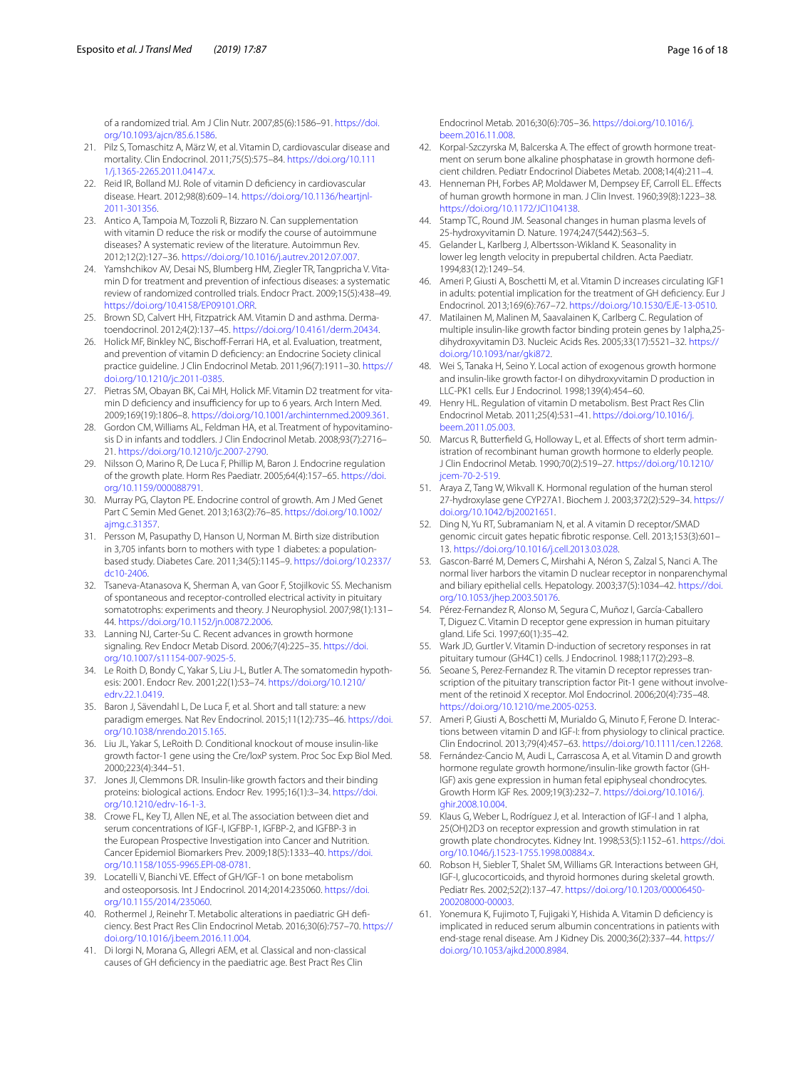of a randomized trial. Am J Clin Nutr. 2007;85(6):1586–91. https://doi.org/10.1093/ajcn/85.6.1586.

21. Pilz S, Tomaschitz A, März W, et al. Vitamin D, cardiovascular disease and mortality. Clin Endocrinol. 2011;75(5):575–84. https://doi.org/10.1111/j.1365-2265.2011.04147.x.
22. Reid IR, Bolland MJ. Role of vitamin D deficiency in cardiovascular disease. Heart. 2012;98(8):609–14. https://doi.org/10.1136/heartjnl-2011-301356.
23. Antico A, Tampoia M, Tozzoli R, Bizzaro N. Can supplementation with vitamin D reduce the risk or modify the course of autoimmune diseases? A systematic review of the literature. Autoimmun Rev. 2012;12(2):127–36. https://doi.org/10.1016/j.autrev.2012.07.007.
24. Yamshchikov AV, Desai NS, Blumberg HM, Ziegler TR, Tangpricha V. Vitamin D for treatment and prevention of infectious diseases: a systematic review of randomized controlled trials. Endocr Pract. 2009;15(5):438–49. https://doi.org/10.4158/EP09101.ORR.
25. Brown SD, Calvert HH, Fitzpatrick AM. Vitamin D and asthma. Dermatoendocrinol. 2012;4(2):137–45. https://doi.org/10.4161/derm.20434.
26. Holick MF, Binkley NC, Bischoff-Ferrari HA, et al. Evaluation, treatment, and prevention of vitamin D deficiency: an Endocrine Society clinical practice guideline. J Clin Endocrinol Metab. 2011;96(7):1911–30. https://doi.org/10.1210/jc.2011-0385.
27. Pietras SM, Obayan BK, Cai MH, Holick MF. Vitamin D2 treatment for vitamin D deficiency and insufficiency for up to 6 years. Arch Intern Med. 2009;169(19):1806–8. https://doi.org/10.1001/archinternmed.2009.361.
28. Gordon CM, Williams AL, Feldman HA, et al. Treatment of hypovitaminosis D in infants and toddlers. J Clin Endocrinol Metab. 2008;93(7):2716–21. https://doi.org/10.1210/jc.2007-2790.
29. Nilsson O, Marino R, De Luca F, Phillip M, Baron J. Endocrine regulation of the growth plate. Horm Res Paediatr. 2005;64(4):157–65. https://doi.org/10.1159/000088791.
30. Murray PG, Clayton PE. Endocrine control of growth. Am J Med Genet Part C Semin Med Genet. 2013;163(2):76–85. https://doi.org/10.1002/ajmg.c.31357.
31. Persson M, Pasupathy D, Hanson U, Norman M. Birth size distribution in 3,705 infants born to mothers with type 1 diabetes: a population-based study. Diabetes Care. 2011;34(5):1145–9. https://doi.org/10.2337/dc10-2406.
32. Tsaneva-Atanasova K, Sherman A, van Goor F, Stojilkovic SS. Mechanism of spontaneous and receptor-controlled electrical activity in pituitary somatotrophs: experiments and theory. J Neurophysiol. 2007;98(1):131–44. https://doi.org/10.1152/jn.00872.2006.
33. Lanning NJ, Carter-Su C. Recent advances in growth hormone signaling. Rev Endocr Metab Disord. 2006;7(4):225–35. https://doi.org/10.1007/s11154-007-9025-5.
34. Le Roith D, Bondy C, Yakar S, Liu J-L, Butler A. The somatomedin hypothesis: 2001. Endocr Rev. 2001;22(1):53–74. https://doi.org/10.1210/edrv.22.1.0419.
35. Baron J, Sävendahl L, De Luca F, et al. Short and tall stature: a new paradigm emerges. Nat Rev Endocrinol. 2015;11(12):735–46. https://doi.org/10.1038/nrendo.2015.165.
36. Liu JL, Yakar S, LeRoith D. Conditional knockout of mouse insulin-like growth factor-1 gene using the Cre/loxP system. Proc Soc Exp Biol Med. 2000;223(4):344–51.
37. Jones JI, Clemmons DR. Insulin-like growth factors and their binding proteins: biological actions. Endocr Rev. 1995;16(1):3–34. https://doi.org/10.1210/edrv-16-1-3.
38. Crowe FL, Key TJ, Allen NE, et al. The association between diet and serum concentrations of IGF-I, IGFBP-1, IGFBP-2, and IGFBP-3 in the European Prospective Investigation into Cancer and Nutrition. Cancer Epidemiol Biomarkers Prev. 2009;18(5):1333–40. https://doi.org/10.1158/1055-9965.EPI-08-0781.
39. Locatelli V, Bianchi VE. Effect of GH/IGF-1 on bone metabolism and osteoporsosis. Int J Endocrinol. 2014;2014:235060. https://doi.org/10.1155/2014/235060.
40. Rothermel J, Reinehr T. Metabolic alterations in paediatric GH deficiency. Best Pract Res Clin Endocrinol Metab. 2016;30(6):757–70. https://doi.org/10.1016/j.beem.2016.11.004.
41. Di Iorgi N, Morana G, Allegri AEM, et al. Classical and non-classical causes of GH deficiency in the paediatric age. Best Pract Res Clin Endocrinol Metab. 2016;30(6):705–36. https://doi.org/10.1016/j.beem.2016.11.008.
42. Korpal-Szczyrska M, Balcerska A. The effect of growth hormone treatment on serum bone alkaline phosphatase in growth hormone deficient children. Pediatr Endocrinol Diabetes Metab. 2008;14(4):211–4.
43. Henneman PH, Forbes AP, Moldawer M, Dempsey EF, Carroll EL. Effects of human growth hormone in man. J Clin Invest. 1960;39(8):1223–38. https://doi.org/10.1172/JCI104138.
44. Stamp TC, Round JM. Seasonal changes in human plasma levels of 25-hydroxyvitamin D. Nature. 1974;247(5442):563–5.
45. Gelander L, Karlberg J, Albertsson-Wikland K. Seasonality in lower leg length velocity in prepubertal children. Acta Paediatr. 1994;83(12):1249–54.
46. Ameri P, Giusti A, Boschetti M, et al. Vitamin D increases circulating IGF1 in adults: potential implication for the treatment of GH deficiency. Eur J Endocrinol. 2013;169(6):767–72. https://doi.org/10.1530/EJE-13-0510.
47. Matilainen M, Malinen M, Saavalainen K, Carlberg C. Regulation of multiple insulin-like growth factor binding protein genes by 1alpha,25-dihydroxyvitamin D3. Nucleic Acids Res. 2005;33(17):5521–32. https://doi.org/10.1093/nar/gki872.
48. Wei S, Tanaka H, Seino Y. Local action of exogenous growth hormone and insulin-like growth factor-I on dihydroxyvitamin D production in LLC-PK1 cells. Eur J Endocrinol. 1998;139(4):454–60.
49. Henry HL. Regulation of vitamin D metabolism. Best Pract Res Clin Endocrinol Metab. 2011;25(4):531–41. https://doi.org/10.1016/j.beem.2011.05.003.
50. Marcus R, Butterfield G, Holloway L, et al. Effects of short term administration of recombinant human growth hormone to elderly people. J Clin Endocrinol Metab. 1990;70(2):519–27. https://doi.org/10.1210/jcem-70-2-519.
51. Araya Z, Tang W, Wikvall K. Hormonal regulation of the human sterol 27-hydroxylase gene CYP27A1. Biochem J. 2003;372(2):529–34. https://doi.org/10.1042/bj20021651.
52. Ding N, Yu RT, Subramaniam N, et al. A vitamin D receptor/SMAD genomic circuit gates hepatic fibrotic response. Cell. 2013;153(3):601–13. https://doi.org/10.1016/j.cell.2013.03.028.
53. Gascon-Barré M, Demers C, Mirshahi A, Néron S, Zalzal S, Nanci A. The normal liver harbors the vitamin D nuclear receptor in nonparenchymal and biliary epithelial cells. Hepatology. 2003;37(5):1034–42. https://doi.org/10.1053/jhep.2003.50176.
54. Pérez-Fernandez R, Alonso M, Segura C, Muñoz I, García-Caballero T, Diguez C. Vitamin D receptor gene expression in human pituitary gland. Life Sci. 1997;60(1):35–42.
55. Wark JD, Gurtler V. Vitamin D-induction of secretory responses in rat pituitary tumour (GH4C1) cells. J Endocrinol. 1988;117(2):293–8.
56. Seoane S, Perez-Fernandez R. The vitamin D receptor represses transcription of the pituitary transcription factor Pit-1 gene without involvement of the retinoid X receptor. Mol Endocrinol. 2006;20(4):735–48. https://doi.org/10.1210/me.2005-0253.
57. Ameri P, Giusti A, Boschetti M, Murialdo G, Minuto F, Ferone D. Interactions between vitamin D and IGF-I: from physiology to clinical practice. Clin Endocrinol. 2013;79(4):457–63. https://doi.org/10.1111/cen.12268.
58. Fernández-Cancio M, Audi L, Carrascosa A, et al. Vitamin D and growth hormone regulate growth hormone/insulin-like growth factor (GH-IGF) axis gene expression in human fetal epiphyseal chondrocytes. Growth Horm IGF Res. 2009;19(3):232–7. https://doi.org/10.1016/j.ghir.2008.10.004.
59. Klaus G, Weber L, Rodríguez J, et al. Interaction of IGF-I and 1 alpha, 25(OH)2D3 on receptor expression and growth stimulation in rat growth plate chondrocytes. Kidney Int. 1998;53(5):1152–61. https://doi.org/10.1046/j.1523-1755.1998.00884.x.
60. Robson H, Siebler T, Shalet SM, Williams GR. Interactions between GH, IGF-I, glucocorticoids, and thyroid hormones during skeletal growth. Pediatr Res. 2002;52(2):137–47. https://doi.org/10.1203/00006450-200208000-00003.
61. Yonemura K, Fujimoto T, Fujigaki Y, Hishida A. Vitamin D deficiency is implicated in reduced serum albumin concentrations in patients with end-stage renal disease. Am J Kidney Dis. 2000;36(2):337–44. https://doi.org/10.1053/ajkd.2000.8984.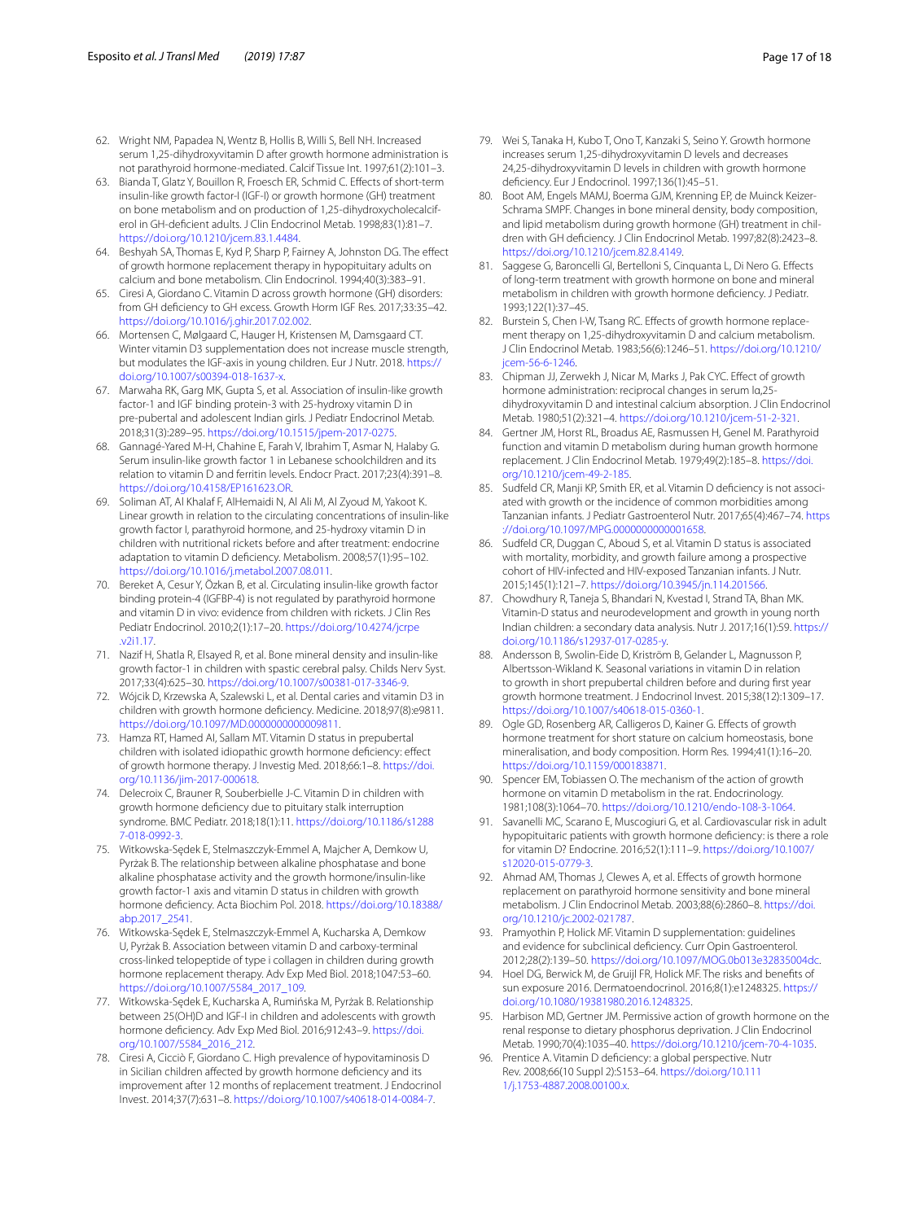62. Wright NM, Papadea N, Wentz B, Hollis B, Willi S, Bell NH. Increased serum 1,25-dihydroxyvitamin D after growth hormone administration is not parathyroid hormone-mediated. Calcif Tissue Int. 1997;61(2):101–3.
63. Bianda T, Glatz Y, Bouillon R, Froesch ER, Schmid C. Effects of short-term insulin-like growth factor-I (IGF-I) or growth hormone (GH) treatment on bone metabolism and on production of 1,25-dihydroxycholecalciferol in GH-deficient adults. J Clin Endocrinol Metab. 1998;83(1):81–7. https://doi.org/10.1210/jcem.83.1.4484.
64. Beshyah SA, Thomas E, Kyd P, Sharp P, Fairney A, Johnston DG. The effect of growth hormone replacement therapy in hypopituitary adults on calcium and bone metabolism. Clin Endocrinol. 1994;40(3):383–91.
65. Ciresi A, Giordano C. Vitamin D across growth hormone (GH) disorders: from GH deficiency to GH excess. Growth Horm IGF Res. 2017;33:35–42. https://doi.org/10.1016/j.ghir.2017.02.002.
66. Mortensen C, Mølgaard C, Hauger H, Kristensen M, Damsgaard CT. Winter vitamin D3 supplementation does not increase muscle strength, but modulates the IGF-axis in young children. Eur J Nutr. 2018. https://doi.org/10.1007/s00394-018-1637-x.
67. Marwaha RK, Garg MK, Gupta S, et al. Association of insulin-like growth factor-1 and IGF binding protein-3 with 25-hydroxy vitamin D in pre-pubertal and adolescent Indian girls. J Pediatr Endocrinol Metab. 2018;31(3):289–95. https://doi.org/10.1515/jpem-2017-0275.
68. Gannagé-Yared M-H, Chahine E, Farah V, Ibrahim T, Asmar N, Halaby G. Serum insulin-like growth factor 1 in Lebanese schoolchildren and its relation to vitamin D and ferritin levels. Endocr Pract. 2017;23(4):391–8. https://doi.org/10.4158/EP161623.OR.
69. Soliman AT, Al Khalaf F, AlHemaidi N, Al Ali M, Al Zyoud M, Yakoot K. Linear growth in relation to the circulating concentrations of insulin-like growth factor I, parathyroid hormone, and 25-hydroxy vitamin D in children with nutritional rickets before and after treatment: endocrine adaptation to vitamin D deficiency. Metabolism. 2008;57(1):95–102. https://doi.org/10.1016/j.metabol.2007.08.011.
70. Bereket A, Cesur Y, Özkan B, et al. Circulating insulin-like growth factor binding protein-4 (IGFBP-4) is not regulated by parathyroid hormone and vitamin D in vivo: evidence from children with rickets. J Clin Res Pediatr Endocrinol. 2010;2(1):17–20. https://doi.org/10.4274/jcrpe.v2i1.17.
71. Nazif H, Shatla R, Elsayed R, et al. Bone mineral density and insulin-like growth factor-1 in children with spastic cerebral palsy. Childs Nerv Syst. 2017;33(4):625–30. https://doi.org/10.1007/s00381-017-3346-9.
72. Wójcik D, Krzewska A, Szalewski L, et al. Dental caries and vitamin D3 in children with growth hormone deficiency. Medicine. 2018;97(8):e9811. https://doi.org/10.1097/MD.0000000000009811.
73. Hamza RT, Hamed AI, Sallam MT. Vitamin D status in prepubertal children with isolated idiopathic growth hormone deficiency: effect of growth hormone therapy. J Investig Med. 2018;66:1–8. https://doi.org/10.1136/jim-2017-000618.
74. Delecroix C, Brauner R, Souberbielle J-C. Vitamin D in children with growth hormone deficiency due to pituitary stalk interruption syndrome. BMC Pediatr. 2018;18(1):11. https://doi.org/10.1186/s12887-018-0992-3.
75. Witkowska-Sędek E, Stelmaszczyk-Emmel A, Majcher A, Demkow U, Pyrżak B. The relationship between alkaline phosphatase and bone alkaline phosphatase activity and the growth hormone/insulin-like growth factor-1 axis and vitamin D status in children with growth hormone deficiency. Acta Biochim Pol. 2018. https://doi.org/10.18388/abp.2017_2541.
76. Witkowska-Sędek E, Stelmaszczyk-Emmel A, Kucharska A, Demkow U, Pyrżak B. Association between vitamin D and carboxy-terminal cross-linked telopeptide of type i collagen in children during growth hormone replacement therapy. Adv Exp Med Biol. 2018;1047:53–60. https://doi.org/10.1007/5584_2017_109.
77. Witkowska-Sędek E, Kucharska A, Rumińska M, Pyrżak B. Relationship between 25(OH)D and IGF-I in children and adolescents with growth hormone deficiency. Adv Exp Med Biol. 2016;912:43–9. https://doi.org/10.1007/5584_2016_212.
78. Ciresi A, Cicciò F, Giordano C. High prevalence of hypovitaminosis D in Sicilian children affected by growth hormone deficiency and its improvement after 12 months of replacement treatment. J Endocrinol Invest. 2014;37(7):631–8. https://doi.org/10.1007/s40618-014-0084-7.
79. Wei S, Tanaka H, Kubo T, Ono T, Kanzaki S, Seino Y. Growth hormone increases serum 1,25-dihydroxyvitamin D levels and decreases 24,25-dihydroxyvitamin D levels in children with growth hormone deficiency. Eur J Endocrinol. 1997;136(1):45–51.
80. Boot AM, Engels MAMJ, Boerma GJM, Krenning EP, de Muinck Keizer-Schrama SMPF. Changes in bone mineral density, body composition, and lipid metabolism during growth hormone (GH) treatment in children with GH deficiency. J Clin Endocrinol Metab. 1997;82(8):2423–8. https://doi.org/10.1210/jcem.82.8.4149.
81. Saggese G, Baroncelli GI, Bertelloni S, Cinquanta L, Di Nero G. Effects of long-term treatment with growth hormone on bone and mineral metabolism in children with growth hormone deficiency. J Pediatr. 1993;122(1):37–45.
82. Burstein S, Chen I-W, Tsang RC. Effects of growth hormone replacement therapy on 1,25-dihydroxyvitamin D and calcium metabolism. J Clin Endocrinol Metab. 1983;56(6):1246–51. https://doi.org/10.1210/jcem-56-6-1246.
83. Chipman JJ, Zerwekh J, Nicar M, Marks J, Pak CYC. Effect of growth hormone administration: reciprocal changes in serum lα,25-dihydroxyvitamin D and intestinal calcium absorption. J Clin Endocrinol Metab. 1980;51(2):321–4. https://doi.org/10.1210/jcem-51-2-321.
84. Gertner JM, Horst RL, Broadus AE, Rasmussen H, Genel M. Parathyroid function and vitamin D metabolism during human growth hormone replacement. J Clin Endocrinol Metab. 1979;49(2):185–8. https://doi.org/10.1210/jcem-49-2-185.
85. Sudfeld CR, Manji KP, Smith ER, et al. Vitamin D deficiency is not associated with growth or the incidence of common morbidities among Tanzanian infants. J Pediatr Gastroenterol Nutr. 2017;65(4):467–74. https://doi.org/10.1097/MPG.0000000000001658.
86. Sudfeld CR, Duggan C, Aboud S, et al. Vitamin D status is associated with mortality, morbidity, and growth failure among a prospective cohort of HIV-infected and HIV-exposed Tanzanian infants. J Nutr. 2015;145(1):121–7. https://doi.org/10.3945/jn.114.201566.
87. Chowdhury R, Taneja S, Bhandari N, Kvestad I, Strand TA, Bhan MK. Vitamin-D status and neurodevelopment and growth in young north Indian children: a secondary data analysis. Nutr J. 2017;16(1):59. https://doi.org/10.1186/s12937-017-0285-y.
88. Andersson B, Swolin-Eide D, Kriström B, Gelander L, Magnusson P, Albertsson-Wikland K. Seasonal variations in vitamin D in relation to growth in short prepubertal children before and during first year growth hormone treatment. J Endocrinol Invest. 2015;38(12):1309–17. https://doi.org/10.1007/s40618-015-0360-1.
89. Ogle GD, Rosenberg AR, Calligeros D, Kainer G. Effects of growth hormone treatment for short stature on calcium homeostasis, bone mineralisation, and body composition. Horm Res. 1994;41(1):16–20. https://doi.org/10.1159/000183871.
90. Spencer EM, Tobiassen O. The mechanism of the action of growth hormone on vitamin D metabolism in the rat. Endocrinology. 1981;108(3):1064–70. https://doi.org/10.1210/endo-108-3-1064.
91. Savanelli MC, Scarano E, Muscogiuri G, et al. Cardiovascular risk in adult hypopituitaric patients with growth hormone deficiency: is there a role for vitamin D? Endocrine. 2016;52(1):111–9. https://doi.org/10.1007/s12020-015-0779-3.
92. Ahmad AM, Thomas J, Clewes A, et al. Effects of growth hormone replacement on parathyroid hormone sensitivity and bone mineral metabolism. J Clin Endocrinol Metab. 2003;88(6):2860–8. https://doi.org/10.1210/jc.2002-021787.
93. Pramyothin P, Holick MF. Vitamin D supplementation: guidelines and evidence for subclinical deficiency. Curr Opin Gastroenterol. 2012;28(2):139–50. https://doi.org/10.1097/MOG.0b013e32835004dc.
94. Hoel DG, Berwick M, de Gruijl FR, Holick MF. The risks and benefits of sun exposure 2016. Dermatoendocrinol. 2016;8(1):e1248325. https://doi.org/10.1080/19381980.2016.1248325.
95. Harbison MD, Gertner JM. Permissive action of growth hormone on the renal response to dietary phosphorus deprivation. J Clin Endocrinol Metab. 1990;70(4):1035–40. https://doi.org/10.1210/jcem-70-4-1035.
96. Prentice A. Vitamin D deficiency: a global perspective. Nutr Rev. 2008;66(10 Suppl 2):S153–64. https://doi.org/10.1111/j.1753-4887.2008.00100.x.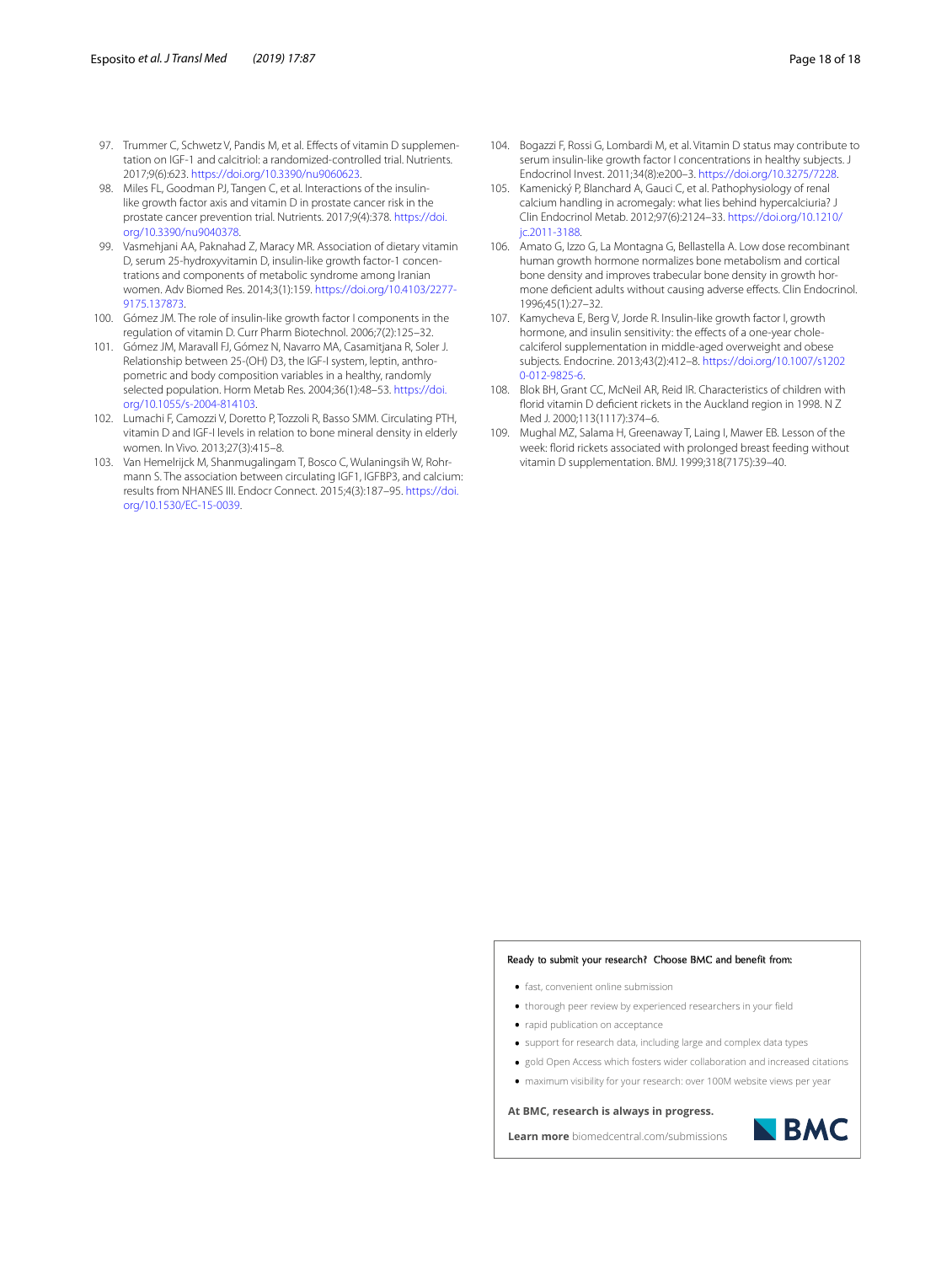97. Trummer C, Schwetz V, Pandis M, et al. Effects of vitamin D supplementation on IGF-1 and calcitriol: a randomized-controlled trial. Nutrients. 2017;9(6):623. https://doi.org/10.3390/nu9060623.
98. Miles FL, Goodman PJ, Tangen C, et al. Interactions of the insulin-like growth factor axis and vitamin D in prostate cancer risk in the prostate cancer prevention trial. Nutrients. 2017;9(4):378. https://doi.org/10.3390/nu9040378.
99. Vasmehjani AA, Paknahad Z, Maracy MR. Association of dietary vitamin D, serum 25-hydroxyvitamin D, insulin-like growth factor-1 concentrations and components of metabolic syndrome among Iranian women. Adv Biomed Res. 2014;3(1):159. https://doi.org/10.4103/2277-9175.137873.
100. Gómez JM. The role of insulin-like growth factor I components in the regulation of vitamin D. Curr Pharm Biotechnol. 2006;7(2):125–32.
101. Gómez JM, Maravall FJ, Gómez N, Navarro MA, Casamitjana R, Soler J. Relationship between 25-(OH) D3, the IGF-I system, leptin, anthropometric and body composition variables in a healthy, randomly selected population. Horm Metab Res. 2004;36(1):48–53. https://doi.org/10.1055/s-2004-814103.
102. Lumachi F, Camozzi V, Doretto P, Tozzoli R, Basso SMM. Circulating PTH, vitamin D and IGF-I levels in relation to bone mineral density in elderly women. In Vivo. 2013;27(3):415–8.
103. Van Hemelrijck M, Shanmugalingam T, Bosco C, Wulaningsih W, Rohrmann S. The association between circulating IGF1, IGFBP3, and calcium: results from NHANES III. Endocr Connect. 2015;4(3):187–95. https://doi.org/10.1530/EC-15-0039.
104. Bogazzi F, Rossi G, Lombardi M, et al. Vitamin D status may contribute to serum insulin-like growth factor I concentrations in healthy subjects. J Endocrinol Invest. 2011;34(8):e200–3. https://doi.org/10.3275/7228.
105. Kamenický P, Blanchard A, Gauci C, et al. Pathophysiology of renal calcium handling in acromegaly: what lies behind hypercalciuria? J Clin Endocrinol Metab. 2012;97(6):2124–33. https://doi.org/10.1210/jc.2011-3188.
106. Amato G, Izzo G, La Montagna G, Bellastella A. Low dose recombinant human growth hormone normalizes bone metabolism and cortical bone density and improves trabecular bone density in growth hormone deficient adults without causing adverse effects. Clin Endocrinol. 1996;45(1):27–32.
107. Kamycheva E, Berg V, Jorde R. Insulin-like growth factor I, growth hormone, and insulin sensitivity: the effects of a one-year cholecalciferol supplementation in middle-aged overweight and obese subjects. Endocrine. 2013;43(2):412–8. https://doi.org/10.1007/s12020-012-9825-6.
108. Blok BH, Grant CC, McNeil AR, Reid IR. Characteristics of children with florid vitamin D deficient rickets in the Auckland region in 1998. N Z Med J. 2000;113(1117):374–6.
109. Mughal MZ, Salama H, Greenaway T, Laing I, Mawer EB. Lesson of the week: florid rickets associated with prolonged breast feeding without vitamin D supplementation. BMJ. 1999;318(7175):39–40.